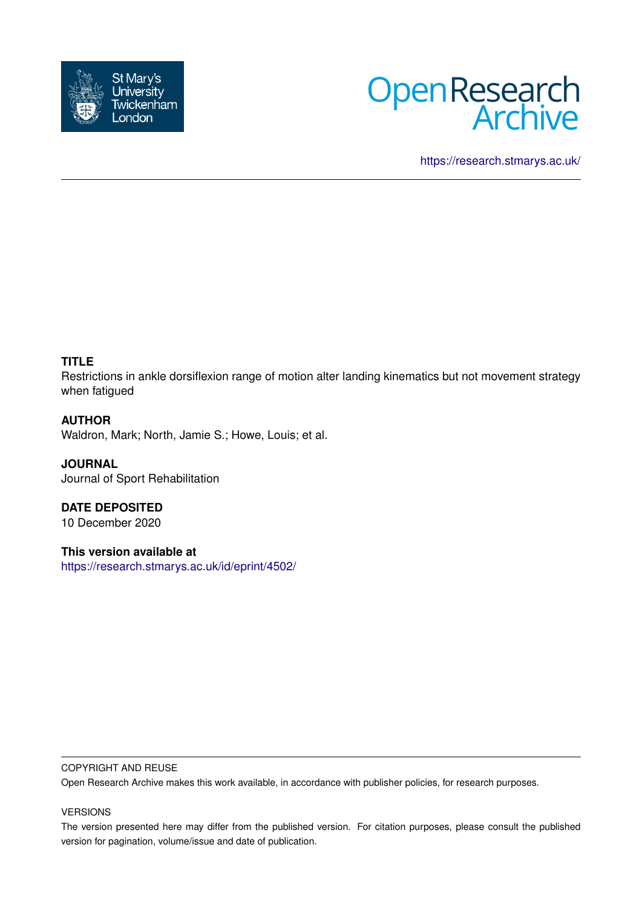St Mary's University Twickenham London

Open Research Archive

https://research.stmarys.ac.uk/

---

**TITLE**

Restrictions in ankle dorsiflexion range of motion alter landing kinematics but not movement strategy when fatigued

**AUTHOR**

Waldron, Mark; North, Jamie S.; Howe, Louis; et al.

**JOURNAL**

Journal of Sport Rehabilitation

**DATE DEPOSITED**

10 December 2020

**This version available at**

https://research.stmarys.ac.uk/id/eprint/4502/

---

COPYRIGHT AND REUSE

Open Research Archive makes this work available, in accordance with publisher policies, for research purposes.

VERSIONS

The version presented here may differ from the published version. For citation purposes, please consult the published version for pagination, volume/issue and date of publication.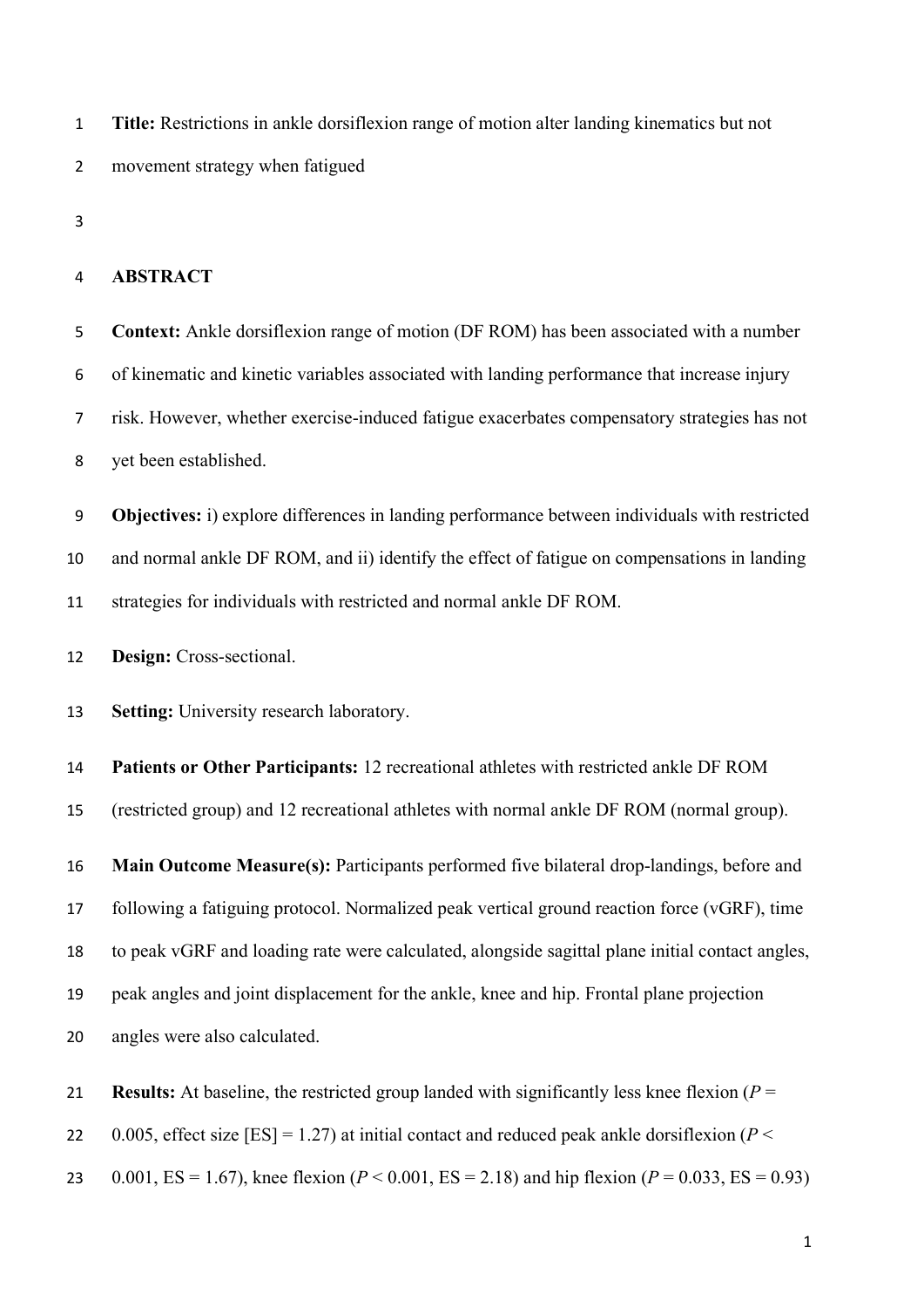**Title:** Restrictions in ankle dorsiflexion range of motion alter landing kinematics but not movement strategy when fatigued

## ABSTRACT

**Context:** Ankle dorsiflexion range of motion (DF ROM) has been associated with a number of kinematic and kinetic variables associated with landing performance that increase injury risk. However, whether exercise-induced fatigue exacerbates compensatory strategies has not yet been established.

**Objectives:** i) explore differences in landing performance between individuals with restricted and normal ankle DF ROM, and ii) identify the effect of fatigue on compensations in landing strategies for individuals with restricted and normal ankle DF ROM.

**Design:** Cross-sectional.

**Setting:** University research laboratory.

**Patients or Other Participants:** 12 recreational athletes with restricted ankle DF ROM (restricted group) and 12 recreational athletes with normal ankle DF ROM (normal group).

**Main Outcome Measure(s):** Participants performed five bilateral drop-landings, before and following a fatiguing protocol. Normalized peak vertical ground reaction force (vGRF), time to peak vGRF and loading rate were calculated, alongside sagittal plane initial contact angles, peak angles and joint displacement for the ankle, knee and hip. Frontal plane projection angles were also calculated.

**Results:** At baseline, the restricted group landed with significantly less knee flexion ($P$ = 0.005, effect size [ES] = 1.27) at initial contact and reduced peak ankle dorsiflexion ($P$ < 0.001, ES = 1.67), knee flexion ($P$ < 0.001, ES = 2.18) and hip flexion ($P$ = 0.033, ES = 0.93)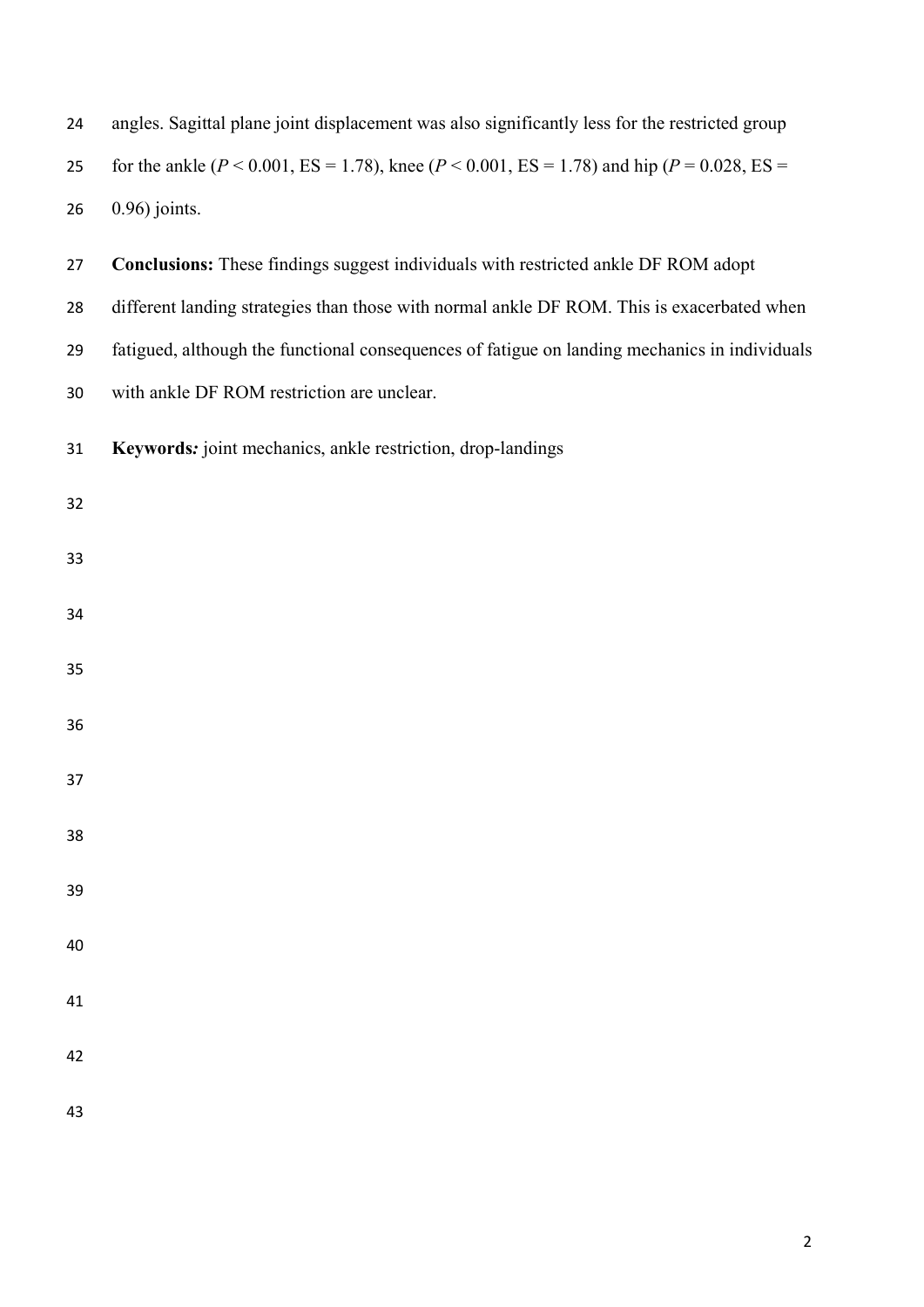angles. Sagittal plane joint displacement was also significantly less for the restricted group for the ankle ($P < 0.001$, ES = 1.78), knee ($P < 0.001$, ES = 1.78) and hip ($P = 0.028$, ES = 0.96) joints.

**Conclusions:** These findings suggest individuals with restricted ankle DF ROM adopt different landing strategies than those with normal ankle DF ROM. This is exacerbated when fatigued, although the functional consequences of fatigue on landing mechanics in individuals with ankle DF ROM restriction are unclear.

**Keywords*:*** joint mechanics, ankle restriction, drop-landings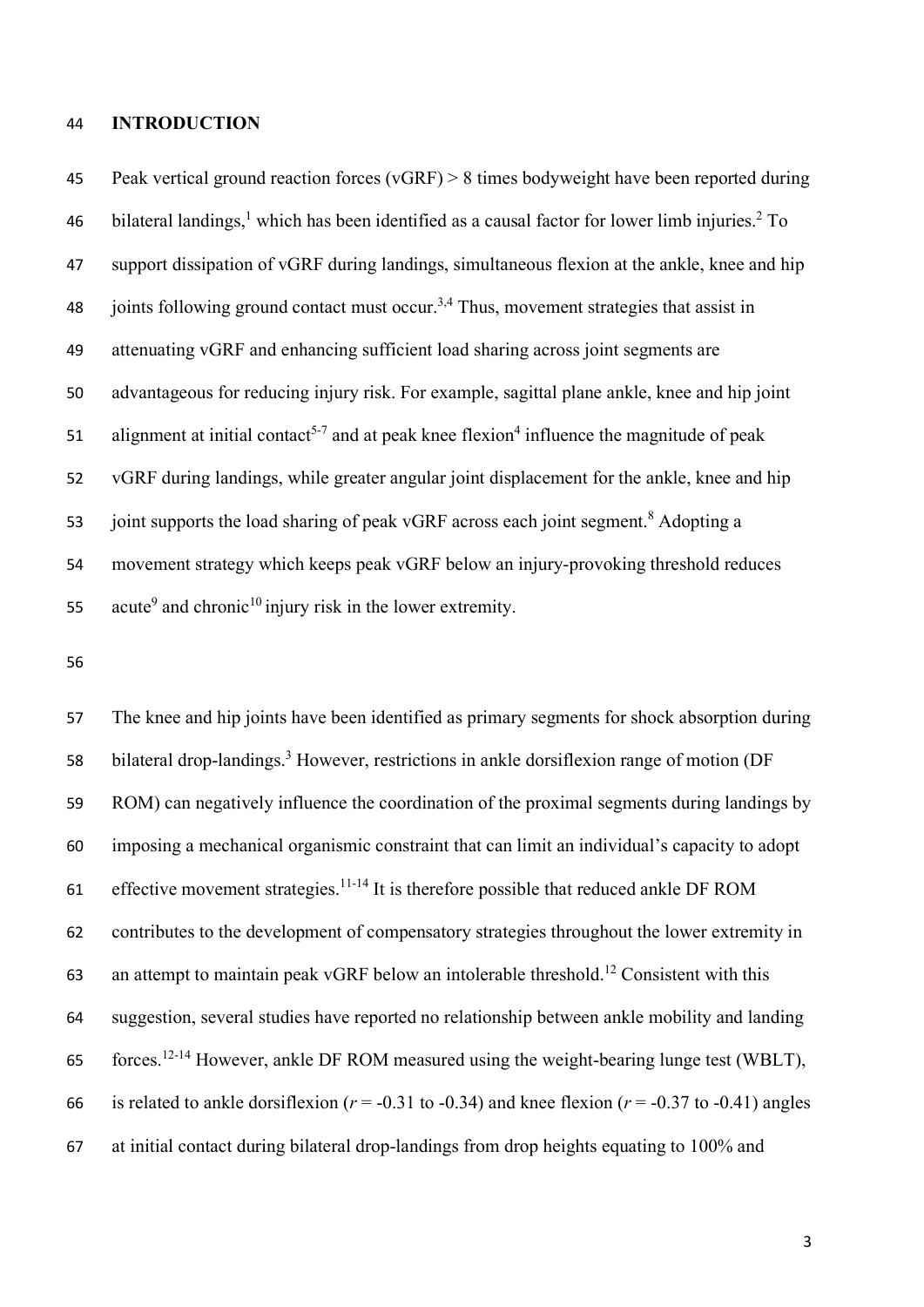# INTRODUCTION

Peak vertical ground reaction forces (vGRF) > 8 times bodyweight have been reported during bilateral landings,[1] which has been identified as a causal factor for lower limb injuries.[2] To support dissipation of vGRF during landings, simultaneous flexion at the ankle, knee and hip joints following ground contact must occur.[3,4] Thus, movement strategies that assist in attenuating vGRF and enhancing sufficient load sharing across joint segments are advantageous for reducing injury risk. For example, sagittal plane ankle, knee and hip joint alignment at initial contact[5-7] and at peak knee flexion[4] influence the magnitude of peak vGRF during landings, while greater angular joint displacement for the ankle, knee and hip joint supports the load sharing of peak vGRF across each joint segment.[8] Adopting a movement strategy which keeps peak vGRF below an injury-provoking threshold reduces acute[9] and chronic[10] injury risk in the lower extremity.

The knee and hip joints have been identified as primary segments for shock absorption during bilateral drop-landings.[3] However, restrictions in ankle dorsiflexion range of motion (DF ROM) can negatively influence the coordination of the proximal segments during landings by imposing a mechanical organismic constraint that can limit an individual's capacity to adopt effective movement strategies.[11-14] It is therefore possible that reduced ankle DF ROM contributes to the development of compensatory strategies throughout the lower extremity in an attempt to maintain peak vGRF below an intolerable threshold.[12] Consistent with this suggestion, several studies have reported no relationship between ankle mobility and landing forces.[12-14] However, ankle DF ROM measured using the weight-bearing lunge test (WBLT), is related to ankle dorsiflexion ($r$ = -0.31 to -0.34) and knee flexion ($r$ = -0.37 to -0.41) angles at initial contact during bilateral drop-landings from drop heights equating to 100% and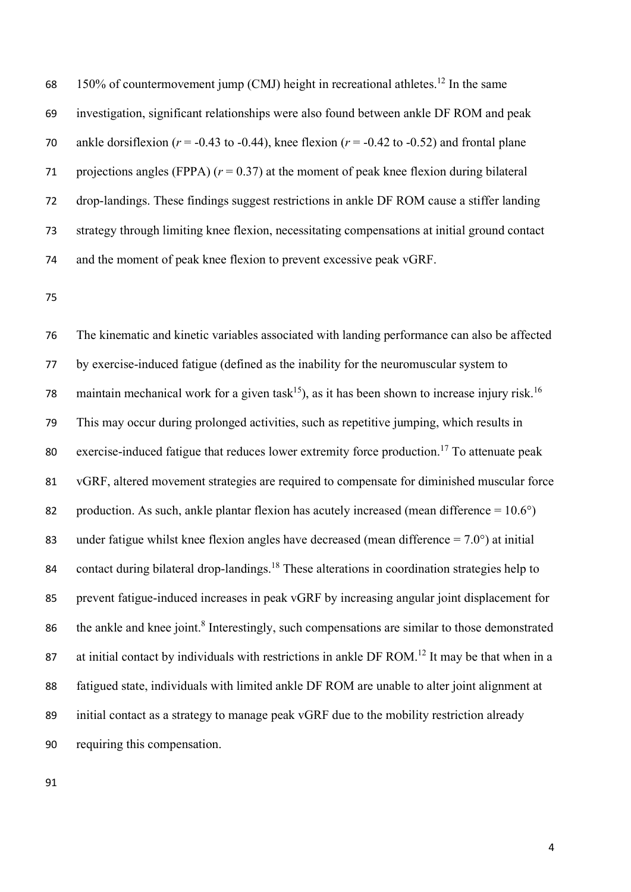150% of countermovement jump (CMJ) height in recreational athletes.[12] In the same investigation, significant relationships were also found between ankle DF ROM and peak ankle dorsiflexion ($r$ = -0.43 to -0.44), knee flexion ($r$ = -0.42 to -0.52) and frontal plane projections angles (FPPA) ($r$ = 0.37) at the moment of peak knee flexion during bilateral drop-landings. These findings suggest restrictions in ankle DF ROM cause a stiffer landing strategy through limiting knee flexion, necessitating compensations at initial ground contact and the moment of peak knee flexion to prevent excessive peak vGRF.

The kinematic and kinetic variables associated with landing performance can also be affected by exercise-induced fatigue (defined as the inability for the neuromuscular system to maintain mechanical work for a given task[15]), as it has been shown to increase injury risk.[16] This may occur during prolonged activities, such as repetitive jumping, which results in exercise-induced fatigue that reduces lower extremity force production.[17] To attenuate peak vGRF, altered movement strategies are required to compensate for diminished muscular force production. As such, ankle plantar flexion has acutely increased (mean difference = 10.6°) under fatigue whilst knee flexion angles have decreased (mean difference = 7.0°) at initial contact during bilateral drop-landings.[18] These alterations in coordination strategies help to prevent fatigue-induced increases in peak vGRF by increasing angular joint displacement for the ankle and knee joint.[8] Interestingly, such compensations are similar to those demonstrated at initial contact by individuals with restrictions in ankle DF ROM.[12] It may be that when in a fatigued state, individuals with limited ankle DF ROM are unable to alter joint alignment at initial contact as a strategy to manage peak vGRF due to the mobility restriction already requiring this compensation.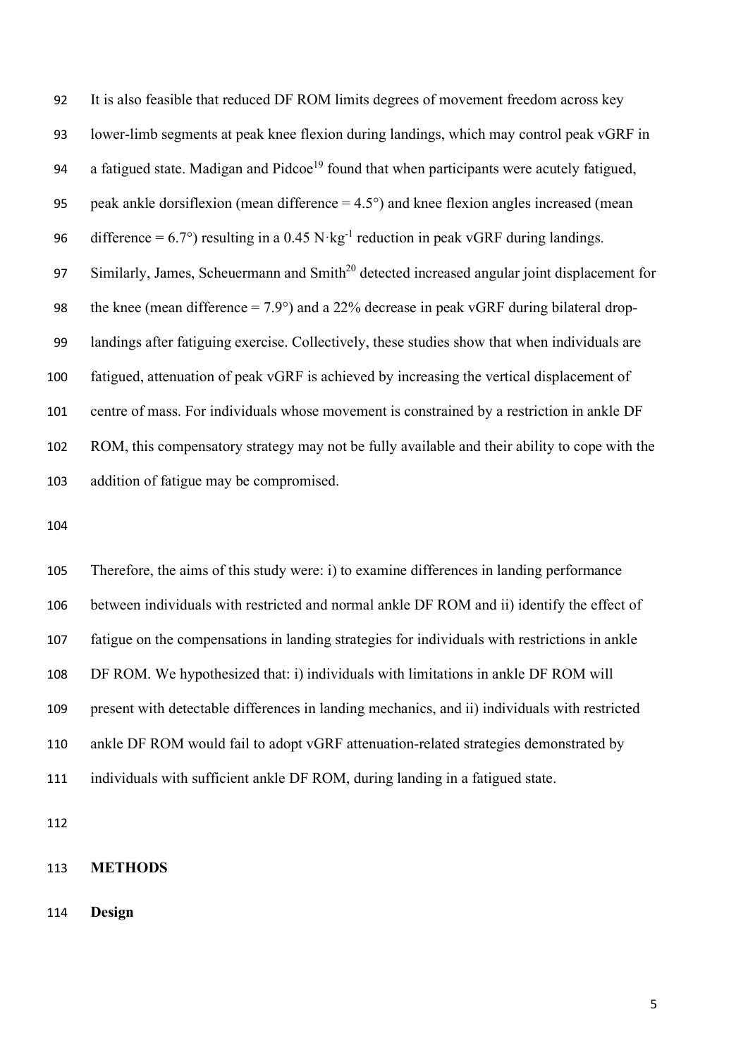It is also feasible that reduced DF ROM limits degrees of movement freedom across key lower-limb segments at peak knee flexion during landings, which may control peak vGRF in a fatigued state. Madigan and Pidcoe[19] found that when participants were acutely fatigued, peak ankle dorsiflexion (mean difference = 4.5°) and knee flexion angles increased (mean difference = 6.7°) resulting in a 0.45 $N \cdot kg^{-1}$ reduction in peak vGRF during landings. Similarly, James, Scheuermann and Smith[20] detected increased angular joint displacement for the knee (mean difference = 7.9°) and a 22% decrease in peak vGRF during bilateral drop-landings after fatiguing exercise. Collectively, these studies show that when individuals are fatigued, attenuation of peak vGRF is achieved by increasing the vertical displacement of centre of mass. For individuals whose movement is constrained by a restriction in ankle DF ROM, this compensatory strategy may not be fully available and their ability to cope with the addition of fatigue may be compromised.

Therefore, the aims of this study were: i) to examine differences in landing performance between individuals with restricted and normal ankle DF ROM and ii) identify the effect of fatigue on the compensations in landing strategies for individuals with restrictions in ankle DF ROM. We hypothesized that: i) individuals with limitations in ankle DF ROM will present with detectable differences in landing mechanics, and ii) individuals with restricted ankle DF ROM would fail to adopt vGRF attenuation-related strategies demonstrated by individuals with sufficient ankle DF ROM, during landing in a fatigued state.

## METHODS

### Design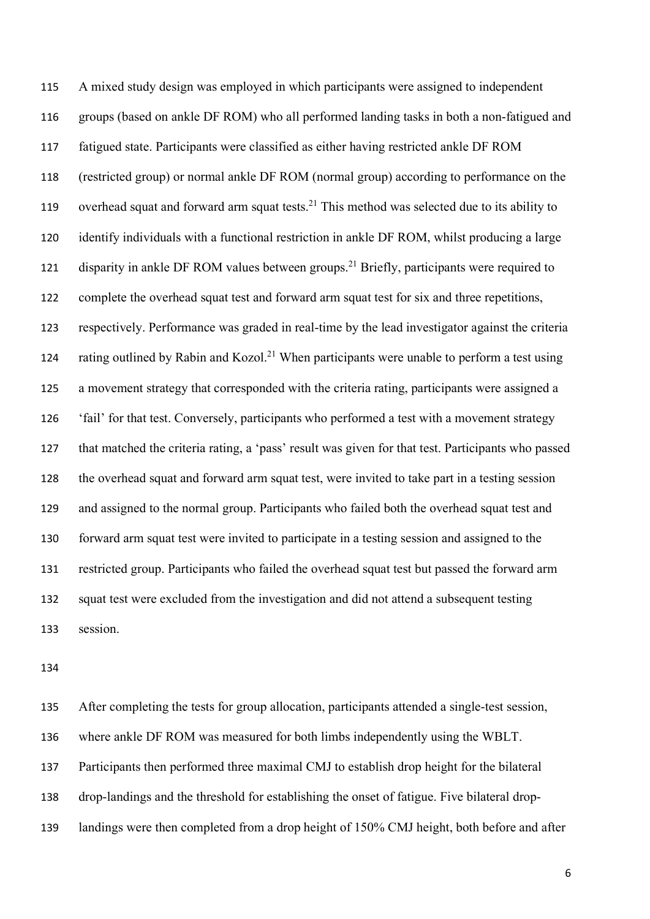A mixed study design was employed in which participants were assigned to independent groups (based on ankle DF ROM) who all performed landing tasks in both a non-fatigued and fatigued state. Participants were classified as either having restricted ankle DF ROM (restricted group) or normal ankle DF ROM (normal group) according to performance on the overhead squat and forward arm squat tests.[21] This method was selected due to its ability to identify individuals with a functional restriction in ankle DF ROM, whilst producing a large disparity in ankle DF ROM values between groups.[21] Briefly, participants were required to complete the overhead squat test and forward arm squat test for six and three repetitions, respectively. Performance was graded in real-time by the lead investigator against the criteria rating outlined by Rabin and Kozol.[21] When participants were unable to perform a test using a movement strategy that corresponded with the criteria rating, participants were assigned a 'fail' for that test. Conversely, participants who performed a test with a movement strategy that matched the criteria rating, a 'pass' result was given for that test. Participants who passed the overhead squat and forward arm squat test, were invited to take part in a testing session and assigned to the normal group. Participants who failed both the overhead squat test and forward arm squat test were invited to participate in a testing session and assigned to the restricted group. Participants who failed the overhead squat test but passed the forward arm squat test were excluded from the investigation and did not attend a subsequent testing session.

After completing the tests for group allocation, participants attended a single-test session, where ankle DF ROM was measured for both limbs independently using the WBLT. Participants then performed three maximal CMJ to establish drop height for the bilateral drop-landings and the threshold for establishing the onset of fatigue. Five bilateral drop-landings were then completed from a drop height of 150% CMJ height, both before and after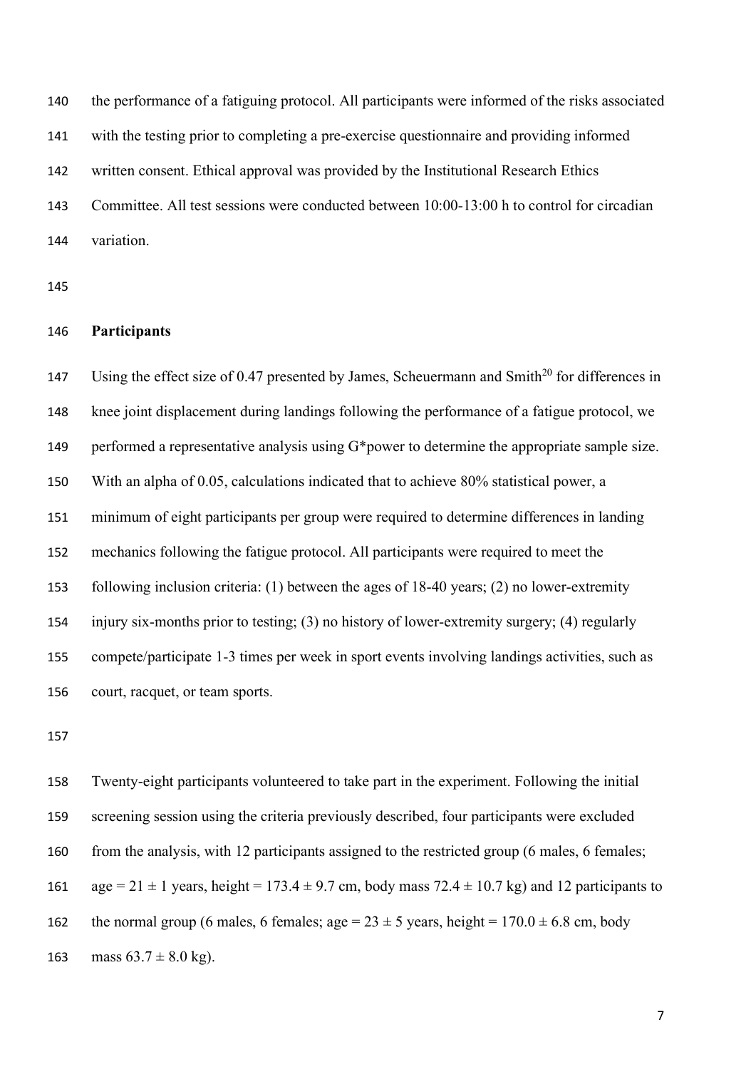the performance of a fatiguing protocol. All participants were informed of the risks associated with the testing prior to completing a pre-exercise questionnaire and providing informed written consent. Ethical approval was provided by the Institutional Research Ethics Committee. All test sessions were conducted between 10:00-13:00 h to control for circadian variation.

**Participants**

Using the effect size of 0.47 presented by James, Scheuermann and Smith[20] for differences in knee joint displacement during landings following the performance of a fatigue protocol, we performed a representative analysis using G*power to determine the appropriate sample size. With an alpha of 0.05, calculations indicated that to achieve 80% statistical power, a minimum of eight participants per group were required to determine differences in landing mechanics following the fatigue protocol. All participants were required to meet the following inclusion criteria: (1) between the ages of 18-40 years; (2) no lower-extremity injury six-months prior to testing; (3) no history of lower-extremity surgery; (4) regularly compete/participate 1-3 times per week in sport events involving landings activities, such as court, racquet, or team sports.

Twenty-eight participants volunteered to take part in the experiment. Following the initial screening session using the criteria previously described, four participants were excluded from the analysis, with 12 participants assigned to the restricted group (6 males, 6 females; age = 21 ± 1 years, height = 173.4 ± 9.7 cm, body mass 72.4 ± 10.7 kg) and 12 participants to the normal group (6 males, 6 females; age = 23 ± 5 years, height = 170.0 ± 6.8 cm, body mass 63.7 ± 8.0 kg).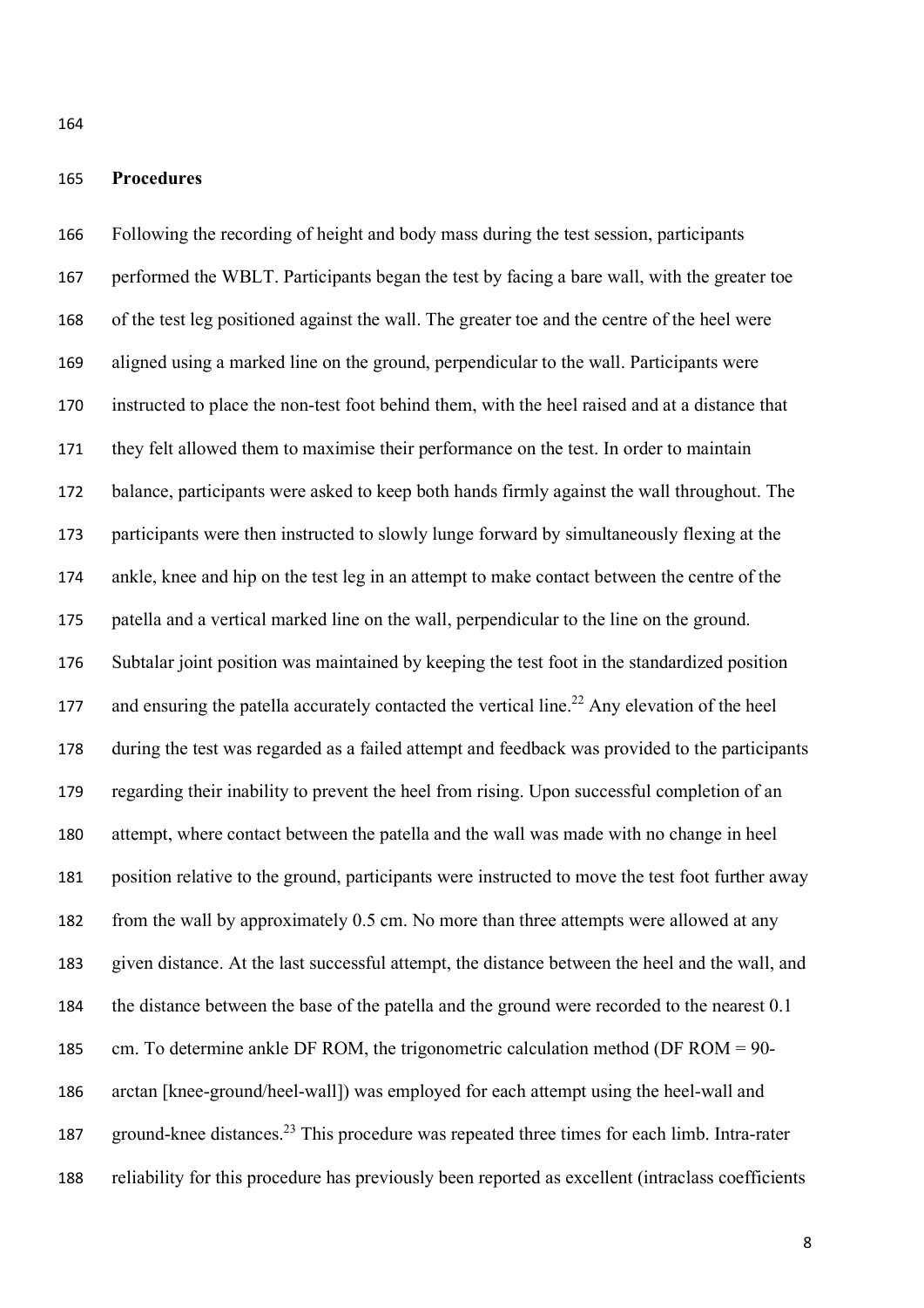## Procedures

Following the recording of height and body mass during the test session, participants performed the WBLT. Participants began the test by facing a bare wall, with the greater toe of the test leg positioned against the wall. The greater toe and the centre of the heel were aligned using a marked line on the ground, perpendicular to the wall. Participants were instructed to place the non-test foot behind them, with the heel raised and at a distance that they felt allowed them to maximise their performance on the test. In order to maintain balance, participants were asked to keep both hands firmly against the wall throughout. The participants were then instructed to slowly lunge forward by simultaneously flexing at the ankle, knee and hip on the test leg in an attempt to make contact between the centre of the patella and a vertical marked line on the wall, perpendicular to the line on the ground. Subtalar joint position was maintained by keeping the test foot in the standardized position and ensuring the patella accurately contacted the vertical line.[22] Any elevation of the heel during the test was regarded as a failed attempt and feedback was provided to the participants regarding their inability to prevent the heel from rising. Upon successful completion of an attempt, where contact between the patella and the wall was made with no change in heel position relative to the ground, participants were instructed to move the test foot further away from the wall by approximately 0.5 cm. No more than three attempts were allowed at any given distance. At the last successful attempt, the distance between the heel and the wall, and the distance between the base of the patella and the ground were recorded to the nearest 0.1 cm. To determine ankle DF ROM, the trigonometric calculation method (DF ROM = 90-arctan [knee-ground/heel-wall]) was employed for each attempt using the heel-wall and ground-knee distances.[23] This procedure was repeated three times for each limb. Intra-rater reliability for this procedure has previously been reported as excellent (intraclass coefficients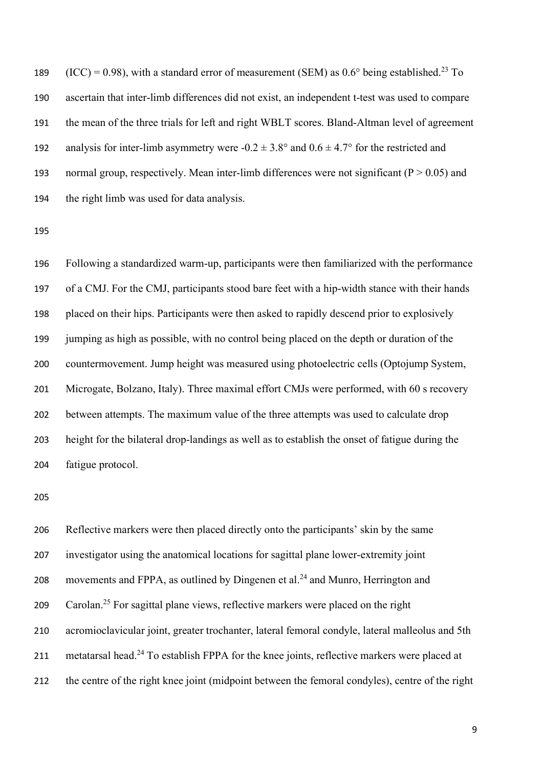(ICC) = 0.98), with a standard error of measurement (SEM) as 0.6° being established.[23] To ascertain that inter-limb differences did not exist, an independent t-test was used to compare the mean of the three trials for left and right WBLT scores. Bland-Altman level of agreement analysis for inter-limb asymmetry were $-0.2 \pm 3.8°$ and $0.6 \pm 4.7°$ for the restricted and normal group, respectively. Mean inter-limb differences were not significant ($P > 0.05$) and the right limb was used for data analysis.

Following a standardized warm-up, participants were then familiarized with the performance of a CMJ. For the CMJ, participants stood bare feet with a hip-width stance with their hands placed on their hips. Participants were then asked to rapidly descend prior to explosively jumping as high as possible, with no control being placed on the depth or duration of the countermovement. Jump height was measured using photoelectric cells (Optojump System, Microgate, Bolzano, Italy). Three maximal effort CMJs were performed, with 60 s recovery between attempts. The maximum value of the three attempts was used to calculate drop height for the bilateral drop-landings as well as to establish the onset of fatigue during the fatigue protocol.

Reflective markers were then placed directly onto the participants' skin by the same investigator using the anatomical locations for sagittal plane lower-extremity joint movements and FPPA, as outlined by Dingenen et al.[24] and Munro, Herrington and Carolan.[25] For sagittal plane views, reflective markers were placed on the right acromioclavicular joint, greater trochanter, lateral femoral condyle, lateral malleolus and 5th metatarsal head.[24] To establish FPPA for the knee joints, reflective markers were placed at the centre of the right knee joint (midpoint between the femoral condyles), centre of the right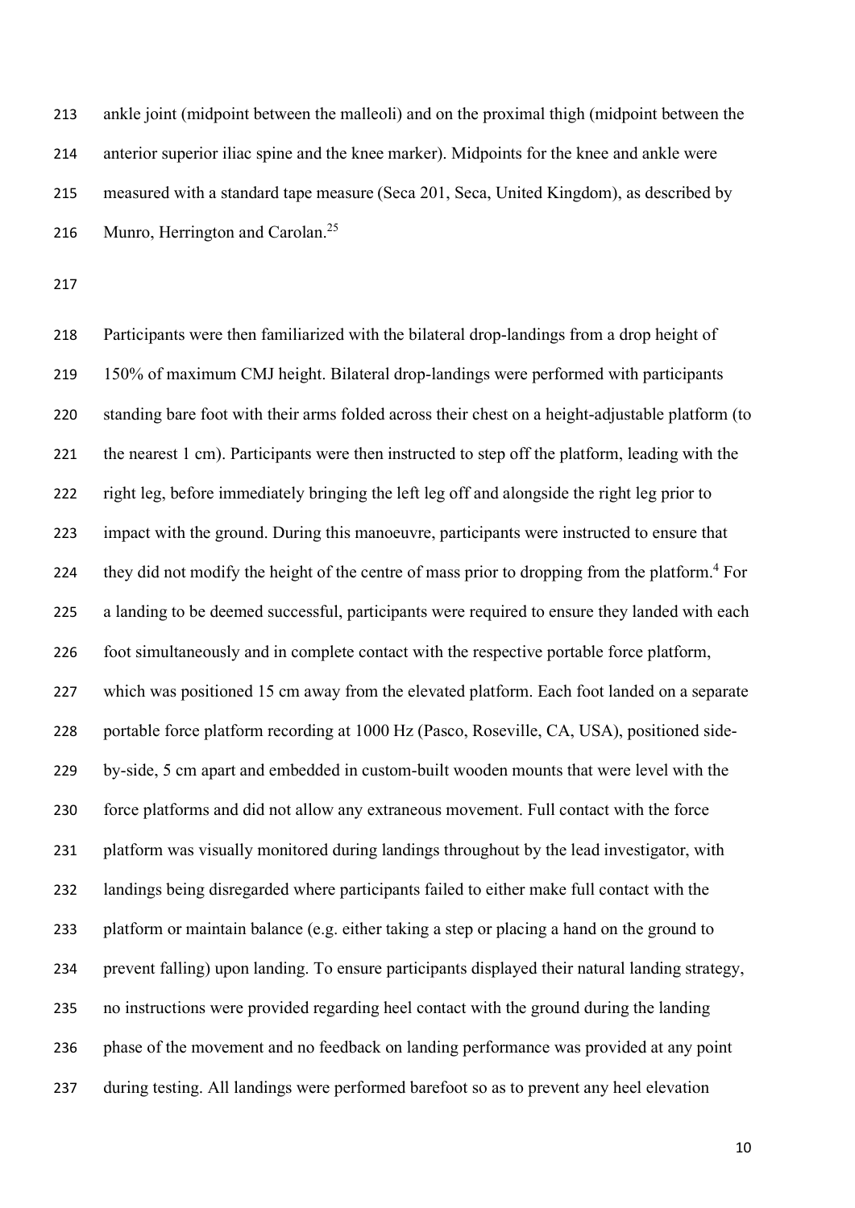ankle joint (midpoint between the malleoli) and on the proximal thigh (midpoint between the anterior superior iliac spine and the knee marker). Midpoints for the knee and ankle were measured with a standard tape measure (Seca 201, Seca, United Kingdom), as described by Munro, Herrington and Carolan.[25]

Participants were then familiarized with the bilateral drop-landings from a drop height of 150% of maximum CMJ height. Bilateral drop-landings were performed with participants standing bare foot with their arms folded across their chest on a height-adjustable platform (to the nearest 1 cm). Participants were then instructed to step off the platform, leading with the right leg, before immediately bringing the left leg off and alongside the right leg prior to impact with the ground. During this manoeuvre, participants were instructed to ensure that they did not modify the height of the centre of mass prior to dropping from the platform.[4] For a landing to be deemed successful, participants were required to ensure they landed with each foot simultaneously and in complete contact with the respective portable force platform, which was positioned 15 cm away from the elevated platform. Each foot landed on a separate portable force platform recording at 1000 Hz (Pasco, Roseville, CA, USA), positioned side-by-side, 5 cm apart and embedded in custom-built wooden mounts that were level with the force platforms and did not allow any extraneous movement. Full contact with the force platform was visually monitored during landings throughout by the lead investigator, with landings being disregarded where participants failed to either make full contact with the platform or maintain balance (e.g. either taking a step or placing a hand on the ground to prevent falling) upon landing. To ensure participants displayed their natural landing strategy, no instructions were provided regarding heel contact with the ground during the landing phase of the movement and no feedback on landing performance was provided at any point during testing. All landings were performed barefoot so as to prevent any heel elevation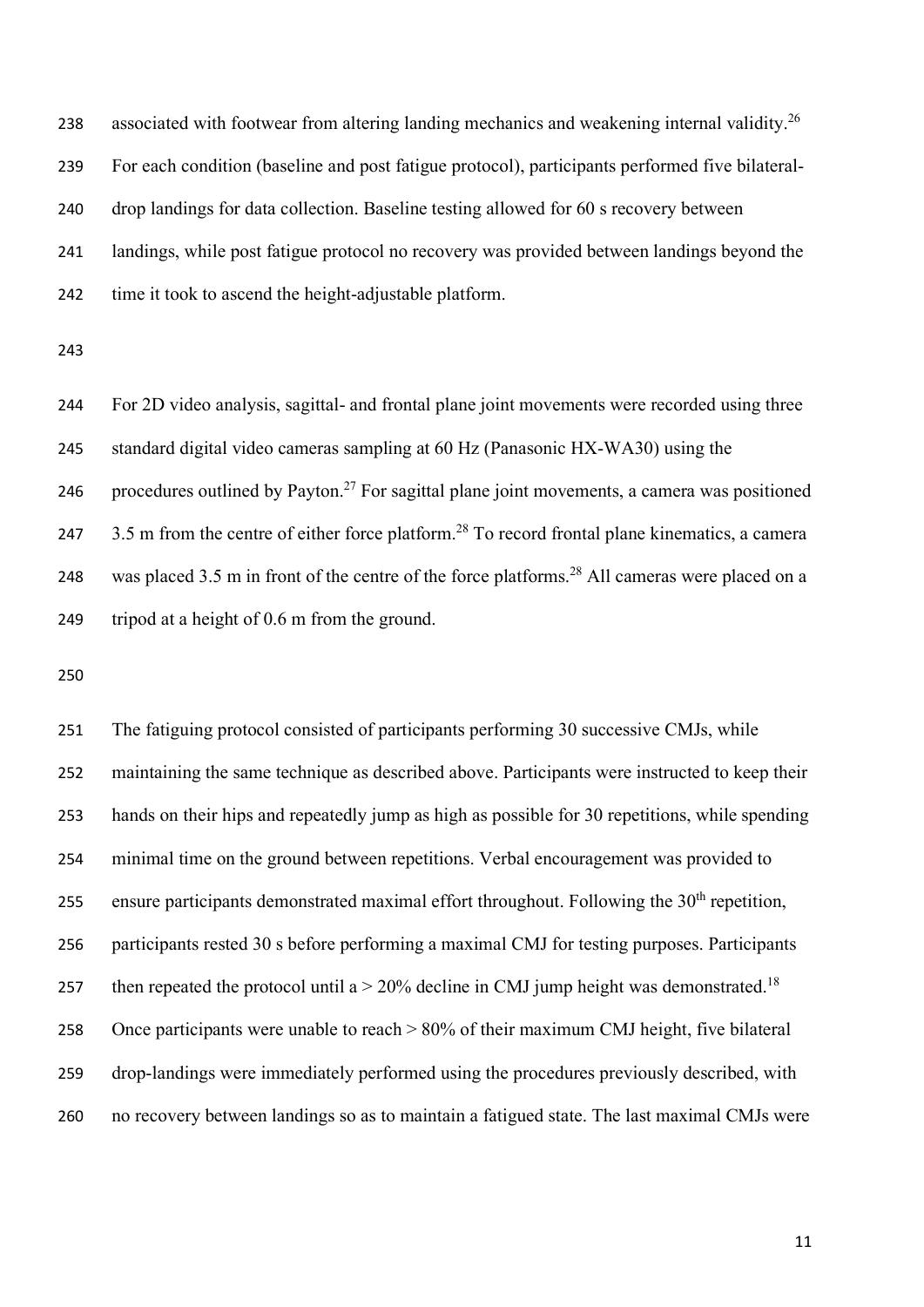associated with footwear from altering landing mechanics and weakening internal validity.[26] For each condition (baseline and post fatigue protocol), participants performed five bilateral-drop landings for data collection. Baseline testing allowed for 60 s recovery between landings, while post fatigue protocol no recovery was provided between landings beyond the time it took to ascend the height-adjustable platform.

For 2D video analysis, sagittal- and frontal plane joint movements were recorded using three standard digital video cameras sampling at 60 Hz (Panasonic HX-WA30) using the procedures outlined by Payton.[27] For sagittal plane joint movements, a camera was positioned 3.5 m from the centre of either force platform.[28] To record frontal plane kinematics, a camera was placed 3.5 m in front of the centre of the force platforms.[28] All cameras were placed on a tripod at a height of 0.6 m from the ground.

The fatiguing protocol consisted of participants performing 30 successive CMJs, while maintaining the same technique as described above. Participants were instructed to keep their hands on their hips and repeatedly jump as high as possible for 30 repetitions, while spending minimal time on the ground between repetitions. Verbal encouragement was provided to ensure participants demonstrated maximal effort throughout. Following the 30$^{th}$ repetition, participants rested 30 s before performing a maximal CMJ for testing purposes. Participants then repeated the protocol until a > 20% decline in CMJ jump height was demonstrated.[18] Once participants were unable to reach > 80% of their maximum CMJ height, five bilateral drop-landings were immediately performed using the procedures previously described, with no recovery between landings so as to maintain a fatigued state. The last maximal CMJs were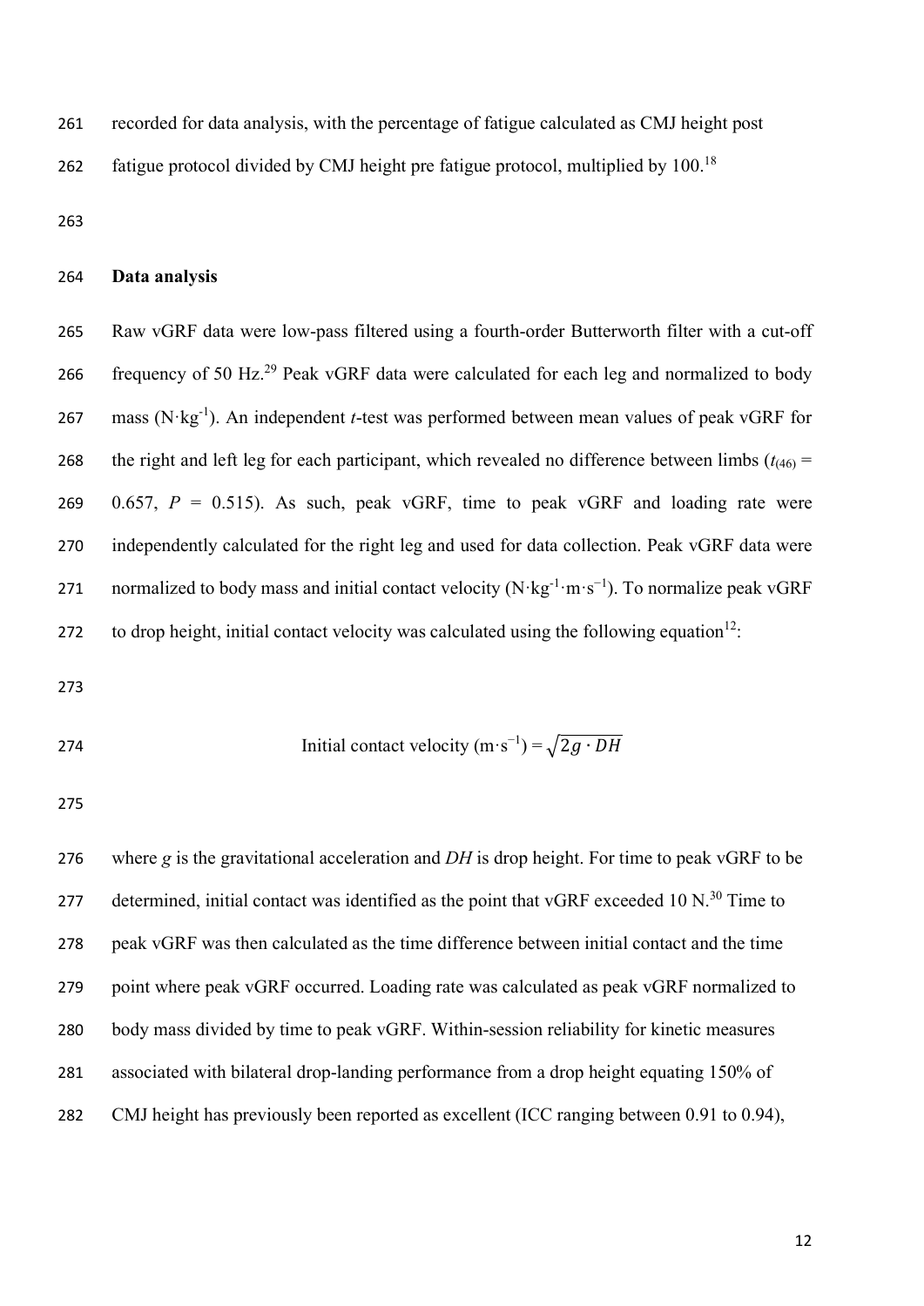recorded for data analysis, with the percentage of fatigue calculated as CMJ height post fatigue protocol divided by CMJ height pre fatigue protocol, multiplied by 100.[18]

**Data analysis**

Raw vGRF data were low-pass filtered using a fourth-order Butterworth filter with a cut-off frequency of 50 Hz.[29] Peak vGRF data were calculated for each leg and normalized to body mass ($N \cdot kg^{-1}$). An independent *t*-test was performed between mean values of peak vGRF for the right and left leg for each participant, which revealed no difference between limbs ($t_{(46)}$ = 0.657, $P$ = 0.515). As such, peak vGRF, time to peak vGRF and loading rate were independently calculated for the right leg and used for data collection. Peak vGRF data were normalized to body mass and initial contact velocity ($N \cdot kg^{-1} \cdot m \cdot s^{-1}$). To normalize peak vGRF to drop height, initial contact velocity was calculated using the following equation[12]:

$$\text{Initial contact velocity } (m \cdot s^{-1}) = \sqrt{2g \cdot DH}$$

where *g* is the gravitational acceleration and *DH* is drop height. For time to peak vGRF to be determined, initial contact was identified as the point that vGRF exceeded 10 N.[30] Time to peak vGRF was then calculated as the time difference between initial contact and the time point where peak vGRF occurred. Loading rate was calculated as peak vGRF normalized to body mass divided by time to peak vGRF. Within-session reliability for kinetic measures associated with bilateral drop-landing performance from a drop height equating 150% of CMJ height has previously been reported as excellent (ICC ranging between 0.91 to 0.94),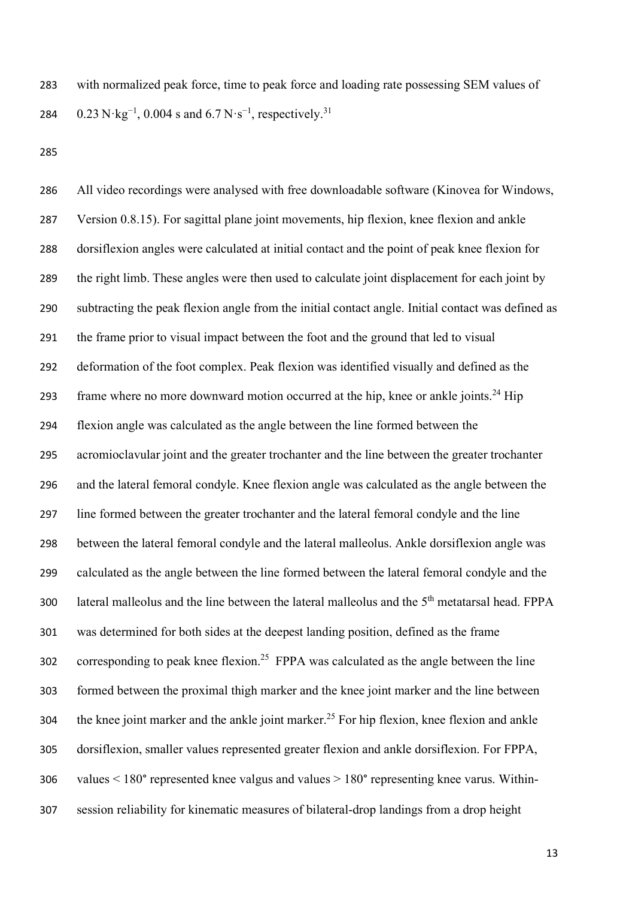with normalized peak force, time to peak force and loading rate possessing SEM values of $0.23\ \mathrm{N \cdot kg^{-1}}$, 0.004 s and $6.7\ \mathrm{N \cdot s^{-1}}$, respectively.[31]

All video recordings were analysed with free downloadable software (Kinovea for Windows, Version 0.8.15). For sagittal plane joint movements, hip flexion, knee flexion and ankle dorsiflexion angles were calculated at initial contact and the point of peak knee flexion for the right limb. These angles were then used to calculate joint displacement for each joint by subtracting the peak flexion angle from the initial contact angle. Initial contact was defined as the frame prior to visual impact between the foot and the ground that led to visual deformation of the foot complex. Peak flexion was identified visually and defined as the frame where no more downward motion occurred at the hip, knee or ankle joints.[24] Hip flexion angle was calculated as the angle between the line formed between the acromioclavular joint and the greater trochanter and the line between the greater trochanter and the lateral femoral condyle. Knee flexion angle was calculated as the angle between the line formed between the greater trochanter and the lateral femoral condyle and the line between the lateral femoral condyle and the lateral malleolus. Ankle dorsiflexion angle was calculated as the angle between the line formed between the lateral femoral condyle and the lateral malleolus and the line between the lateral malleolus and the 5th metatarsal head. FPPA was determined for both sides at the deepest landing position, defined as the frame corresponding to peak knee flexion.[25] FPPA was calculated as the angle between the line formed between the proximal thigh marker and the knee joint marker and the line between the knee joint marker and the ankle joint marker.[25] For hip flexion, knee flexion and ankle dorsiflexion, smaller values represented greater flexion and ankle dorsiflexion. For FPPA, values $< 180°$ represented knee valgus and values $> 180°$ representing knee varus. Within-session reliability for kinematic measures of bilateral-drop landings from a drop height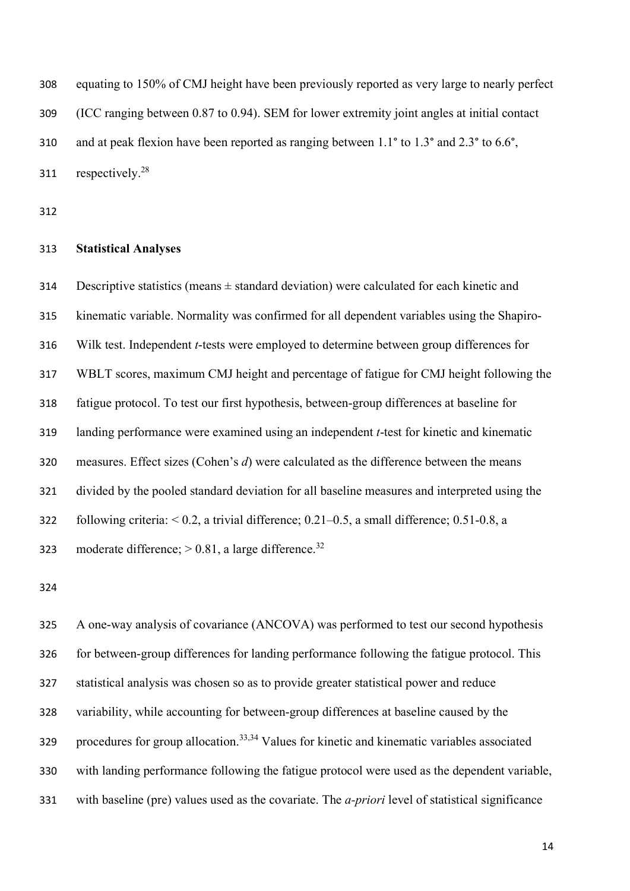equating to 150% of CMJ height have been previously reported as very large to nearly perfect (ICC ranging between 0.87 to 0.94). SEM for lower extremity joint angles at initial contact and at peak flexion have been reported as ranging between 1.1° to 1.3° and 2.3° to 6.6°, respectively.[28]

## Statistical Analyses

Descriptive statistics (means ± standard deviation) were calculated for each kinetic and kinematic variable. Normality was confirmed for all dependent variables using the Shapiro-Wilk test. Independent *t*-tests were employed to determine between group differences for WBLT scores, maximum CMJ height and percentage of fatigue for CMJ height following the fatigue protocol. To test our first hypothesis, between-group differences at baseline for landing performance were examined using an independent *t*-test for kinetic and kinematic measures. Effect sizes (Cohen's *d*) were calculated as the difference between the means divided by the pooled standard deviation for all baseline measures and interpreted using the following criteria: < 0.2, a trivial difference; 0.21–0.5, a small difference; 0.51-0.8, a moderate difference; > 0.81, a large difference.[32]

A one-way analysis of covariance (ANCOVA) was performed to test our second hypothesis for between-group differences for landing performance following the fatigue protocol. This statistical analysis was chosen so as to provide greater statistical power and reduce variability, while accounting for between-group differences at baseline caused by the procedures for group allocation.[33,34] Values for kinetic and kinematic variables associated with landing performance following the fatigue protocol were used as the dependent variable, with baseline (pre) values used as the covariate. The *a-priori* level of statistical significance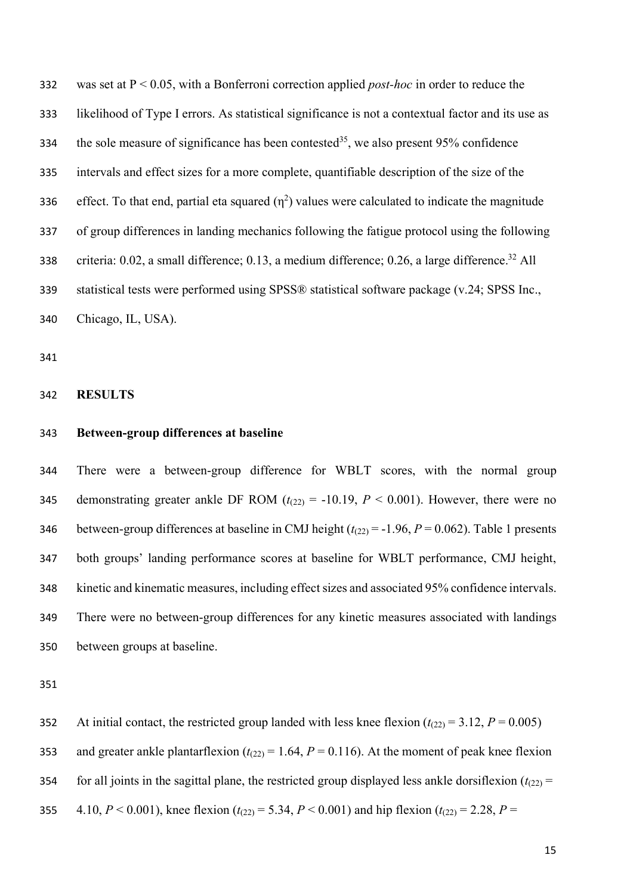was set at $P < 0.05$, with a Bonferroni correction applied *post-hoc* in order to reduce the likelihood of Type I errors. As statistical significance is not a contextual factor and its use as the sole measure of significance has been contested[35], we also present 95% confidence intervals and effect sizes for a more complete, quantifiable description of the size of the effect. To that end, partial eta squared ($\eta^2$) values were calculated to indicate the magnitude of group differences in landing mechanics following the fatigue protocol using the following criteria: 0.02, a small difference; 0.13, a medium difference; 0.26, a large difference.[32] All statistical tests were performed using SPSS® statistical software package (v.24; SPSS Inc., Chicago, IL, USA).

## RESULTS

### Between-group differences at baseline

There were a between-group difference for WBLT scores, with the normal group demonstrating greater ankle DF ROM ($t_{(22)} = -10.19$, $P < 0.001$). However, there were no between-group differences at baseline in CMJ height ($t_{(22)} = -1.96$, $P = 0.062$). Table 1 presents both groups' landing performance scores at baseline for WBLT performance, CMJ height, kinetic and kinematic measures, including effect sizes and associated 95% confidence intervals. There were no between-group differences for any kinetic measures associated with landings between groups at baseline.

At initial contact, the restricted group landed with less knee flexion ($t_{(22)} = 3.12$, $P = 0.005$) and greater ankle plantarflexion ($t_{(22)} = 1.64$, $P = 0.116$). At the moment of peak knee flexion for all joints in the sagittal plane, the restricted group displayed less ankle dorsiflexion ($t_{(22)} = 4.10$, $P < 0.001$), knee flexion ($t_{(22)} = 5.34$, $P < 0.001$) and hip flexion ($t_{(22)} = 2.28$, $P =$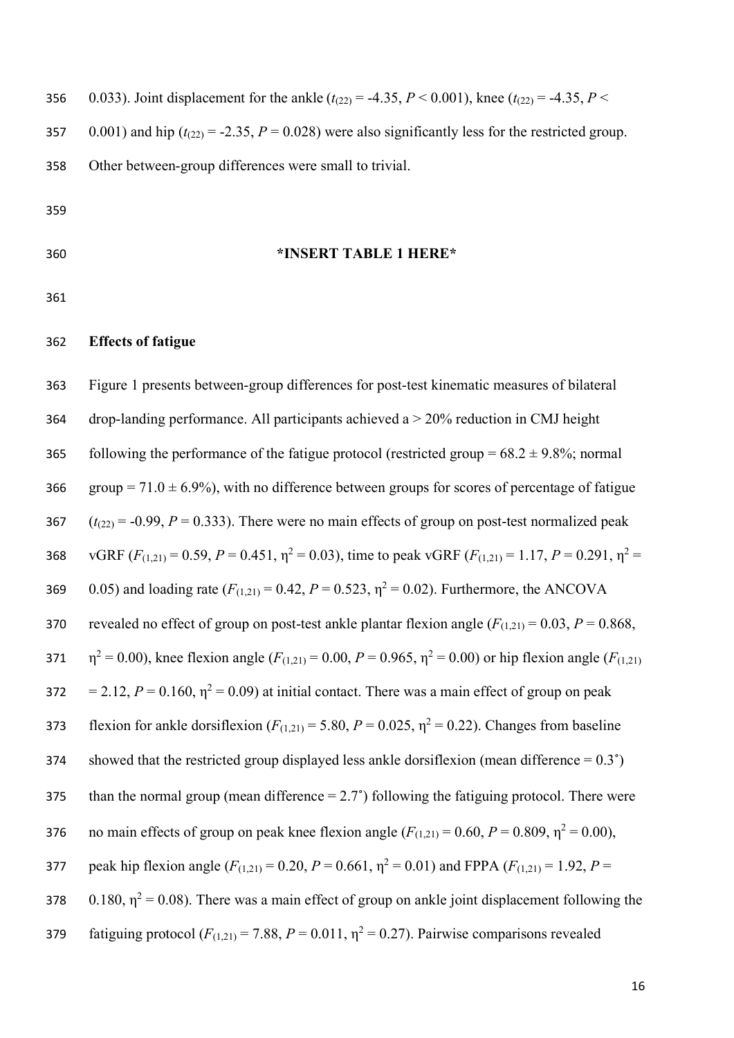0.033). Joint displacement for the ankle ($t_{(22)} = -4.35$, $P < 0.001$), knee ($t_{(22)} = -4.35$, $P < 0.001$) and hip ($t_{(22)} = -2.35$, $P = 0.028$) were also significantly less for the restricted group. Other between-group differences were small to trivial.

**\*INSERT TABLE 1 HERE\***

## Effects of fatigue

Figure 1 presents between-group differences for post-test kinematic measures of bilateral drop-landing performance. All participants achieved a > 20% reduction in CMJ height following the performance of the fatigue protocol (restricted group = 68.2 ± 9.8%; normal group = 71.0 ± 6.9%), with no difference between groups for scores of percentage of fatigue ($t_{(22)} = -0.99$, $P = 0.333$). There were no main effects of group on post-test normalized peak vGRF ($F_{(1,21)} = 0.59$, $P = 0.451$, $\eta^2 = 0.03$), time to peak vGRF ($F_{(1,21)} = 1.17$, $P = 0.291$, $\eta^2 = 0.05$) and loading rate ($F_{(1,21)} = 0.42$, $P = 0.523$, $\eta^2 = 0.02$). Furthermore, the ANCOVA revealed no effect of group on post-test ankle plantar flexion angle ($F_{(1,21)} = 0.03$, $P = 0.868$, $\eta^2 = 0.00$), knee flexion angle ($F_{(1,21)} = 0.00$, $P = 0.965$, $\eta^2 = 0.00$) or hip flexion angle ($F_{(1,21)} = 2.12$, $P = 0.160$, $\eta^2 = 0.09$) at initial contact. There was a main effect of group on peak flexion for ankle dorsiflexion ($F_{(1,21)} = 5.80$, $P = 0.025$, $\eta^2 = 0.22$). Changes from baseline showed that the restricted group displayed less ankle dorsiflexion (mean difference = 0.3˚) than the normal group (mean difference = 2.7˚) following the fatiguing protocol. There were no main effects of group on peak knee flexion angle ($F_{(1,21)} = 0.60$, $P = 0.809$, $\eta^2 = 0.00$), peak hip flexion angle ($F_{(1,21)} = 0.20$, $P = 0.661$, $\eta^2 = 0.01$) and FPPA ($F_{(1,21)} = 1.92$, $P = 0.180$, $\eta^2 = 0.08$). There was a main effect of group on ankle joint displacement following the fatiguing protocol ($F_{(1,21)} = 7.88$, $P = 0.011$, $\eta^2 = 0.27$). Pairwise comparisons revealed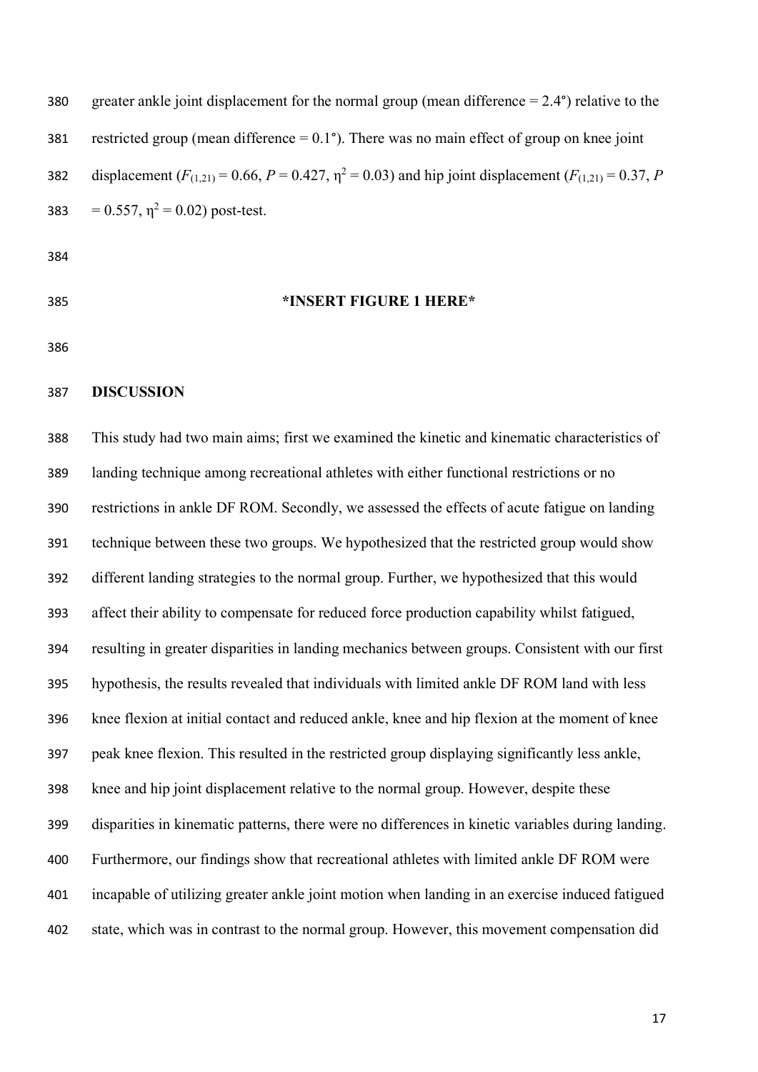greater ankle joint displacement for the normal group (mean difference = 2.4°) relative to the restricted group (mean difference = 0.1°). There was no main effect of group on knee joint displacement ($F_{(1,21)} = 0.66$, $P = 0.427$, $\eta^2 = 0.03$) and hip joint displacement ($F_{(1,21)} = 0.37$, $P = 0.557$, $\eta^2 = 0.02$) post-test.

**\*INSERT FIGURE 1 HERE\***

## DISCUSSION

This study had two main aims; first we examined the kinetic and kinematic characteristics of landing technique among recreational athletes with either functional restrictions or no restrictions in ankle DF ROM. Secondly, we assessed the effects of acute fatigue on landing technique between these two groups. We hypothesized that the restricted group would show different landing strategies to the normal group. Further, we hypothesized that this would affect their ability to compensate for reduced force production capability whilst fatigued, resulting in greater disparities in landing mechanics between groups. Consistent with our first hypothesis, the results revealed that individuals with limited ankle DF ROM land with less knee flexion at initial contact and reduced ankle, knee and hip flexion at the moment of knee peak knee flexion. This resulted in the restricted group displaying significantly less ankle, knee and hip joint displacement relative to the normal group. However, despite these disparities in kinematic patterns, there were no differences in kinetic variables during landing. Furthermore, our findings show that recreational athletes with limited ankle DF ROM were incapable of utilizing greater ankle joint motion when landing in an exercise induced fatigued state, which was in contrast to the normal group. However, this movement compensation did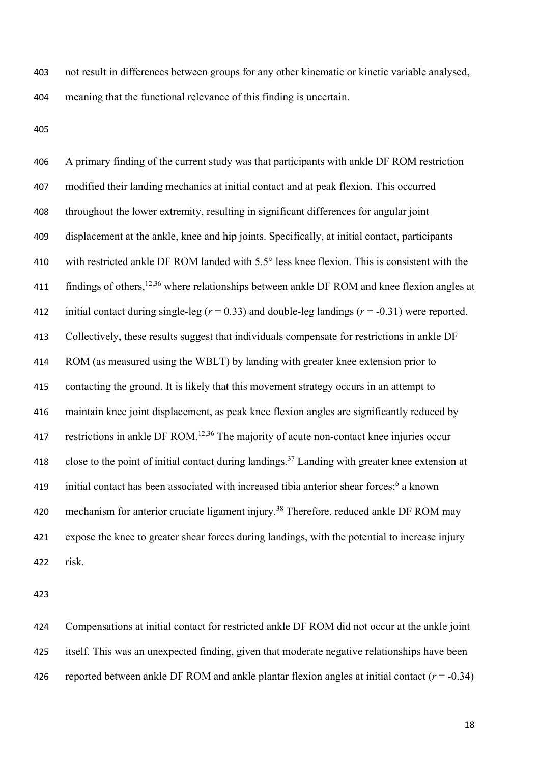not result in differences between groups for any other kinematic or kinetic variable analysed, meaning that the functional relevance of this finding is uncertain.

A primary finding of the current study was that participants with ankle DF ROM restriction modified their landing mechanics at initial contact and at peak flexion. This occurred throughout the lower extremity, resulting in significant differences for angular joint displacement at the ankle, knee and hip joints. Specifically, at initial contact, participants with restricted ankle DF ROM landed with 5.5° less knee flexion. This is consistent with the findings of others,[12,36] where relationships between ankle DF ROM and knee flexion angles at initial contact during single-leg ($r = 0.33$) and double-leg landings ($r = -0.31$) were reported. Collectively, these results suggest that individuals compensate for restrictions in ankle DF ROM (as measured using the WBLT) by landing with greater knee extension prior to contacting the ground. It is likely that this movement strategy occurs in an attempt to maintain knee joint displacement, as peak knee flexion angles are significantly reduced by restrictions in ankle DF ROM.[12,36] The majority of acute non-contact knee injuries occur close to the point of initial contact during landings.[37] Landing with greater knee extension at initial contact has been associated with increased tibia anterior shear forces;[6] a known mechanism for anterior cruciate ligament injury.[38] Therefore, reduced ankle DF ROM may expose the knee to greater shear forces during landings, with the potential to increase injury risk.

Compensations at initial contact for restricted ankle DF ROM did not occur at the ankle joint itself. This was an unexpected finding, given that moderate negative relationships have been reported between ankle DF ROM and ankle plantar flexion angles at initial contact ($r = -0.34$)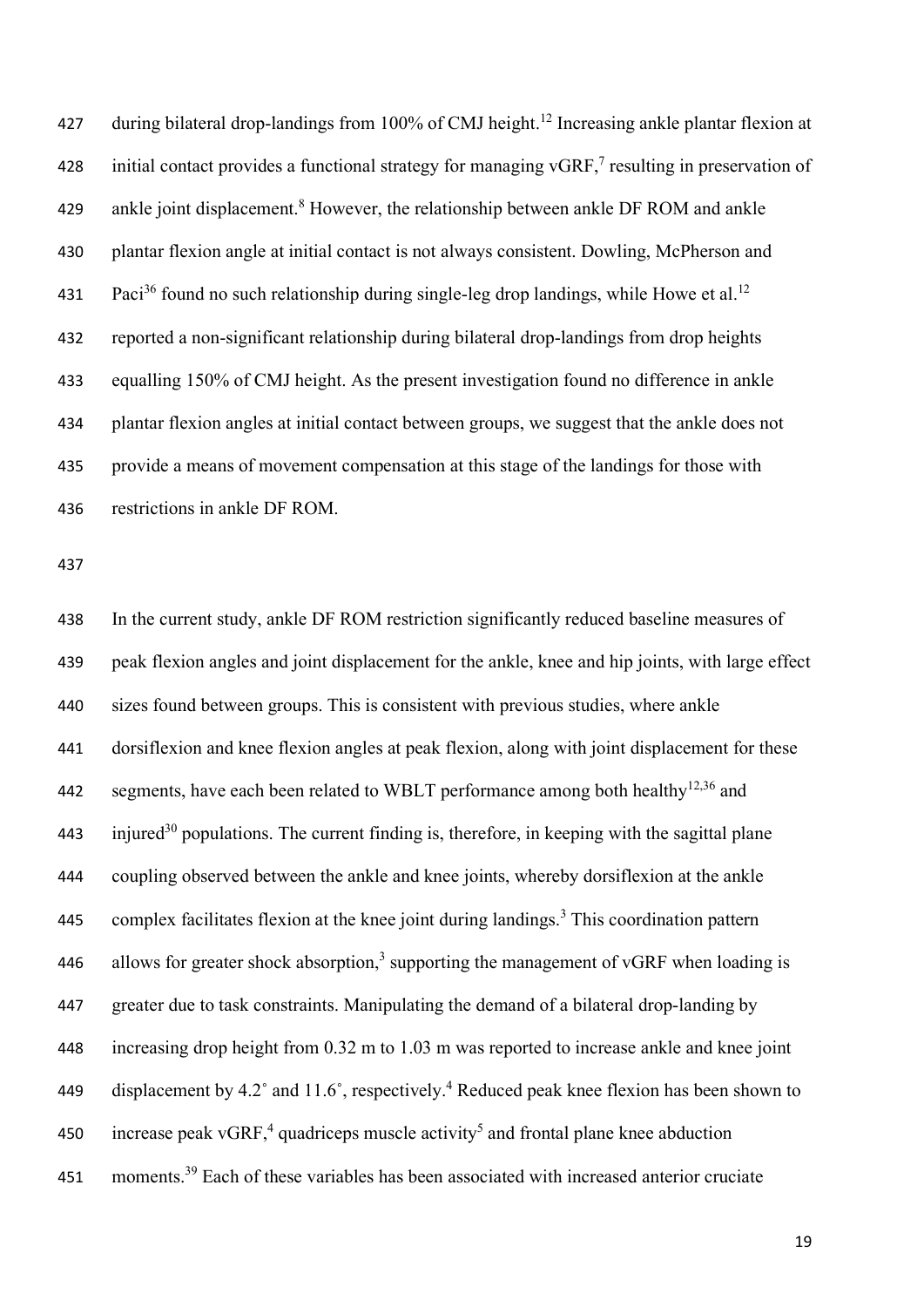during bilateral drop-landings from 100% of CMJ height.[12] Increasing ankle plantar flexion at initial contact provides a functional strategy for managing vGRF,[7] resulting in preservation of ankle joint displacement.[8] However, the relationship between ankle DF ROM and ankle plantar flexion angle at initial contact is not always consistent. Dowling, McPherson and Paci[36] found no such relationship during single-leg drop landings, while Howe et al.[12] reported a non-significant relationship during bilateral drop-landings from drop heights equalling 150% of CMJ height. As the present investigation found no difference in ankle plantar flexion angles at initial contact between groups, we suggest that the ankle does not provide a means of movement compensation at this stage of the landings for those with restrictions in ankle DF ROM.

In the current study, ankle DF ROM restriction significantly reduced baseline measures of peak flexion angles and joint displacement for the ankle, knee and hip joints, with large effect sizes found between groups. This is consistent with previous studies, where ankle dorsiflexion and knee flexion angles at peak flexion, along with joint displacement for these segments, have each been related to WBLT performance among both healthy[12,36] and injured[30] populations. The current finding is, therefore, in keeping with the sagittal plane coupling observed between the ankle and knee joints, whereby dorsiflexion at the ankle complex facilitates flexion at the knee joint during landings.[3] This coordination pattern allows for greater shock absorption,[3] supporting the management of vGRF when loading is greater due to task constraints. Manipulating the demand of a bilateral drop-landing by increasing drop height from 0.32 m to 1.03 m was reported to increase ankle and knee joint displacement by 4.2˚ and 11.6˚, respectively.[4] Reduced peak knee flexion has been shown to increase peak vGRF,[4] quadriceps muscle activity[5] and frontal plane knee abduction moments.[39] Each of these variables has been associated with increased anterior cruciate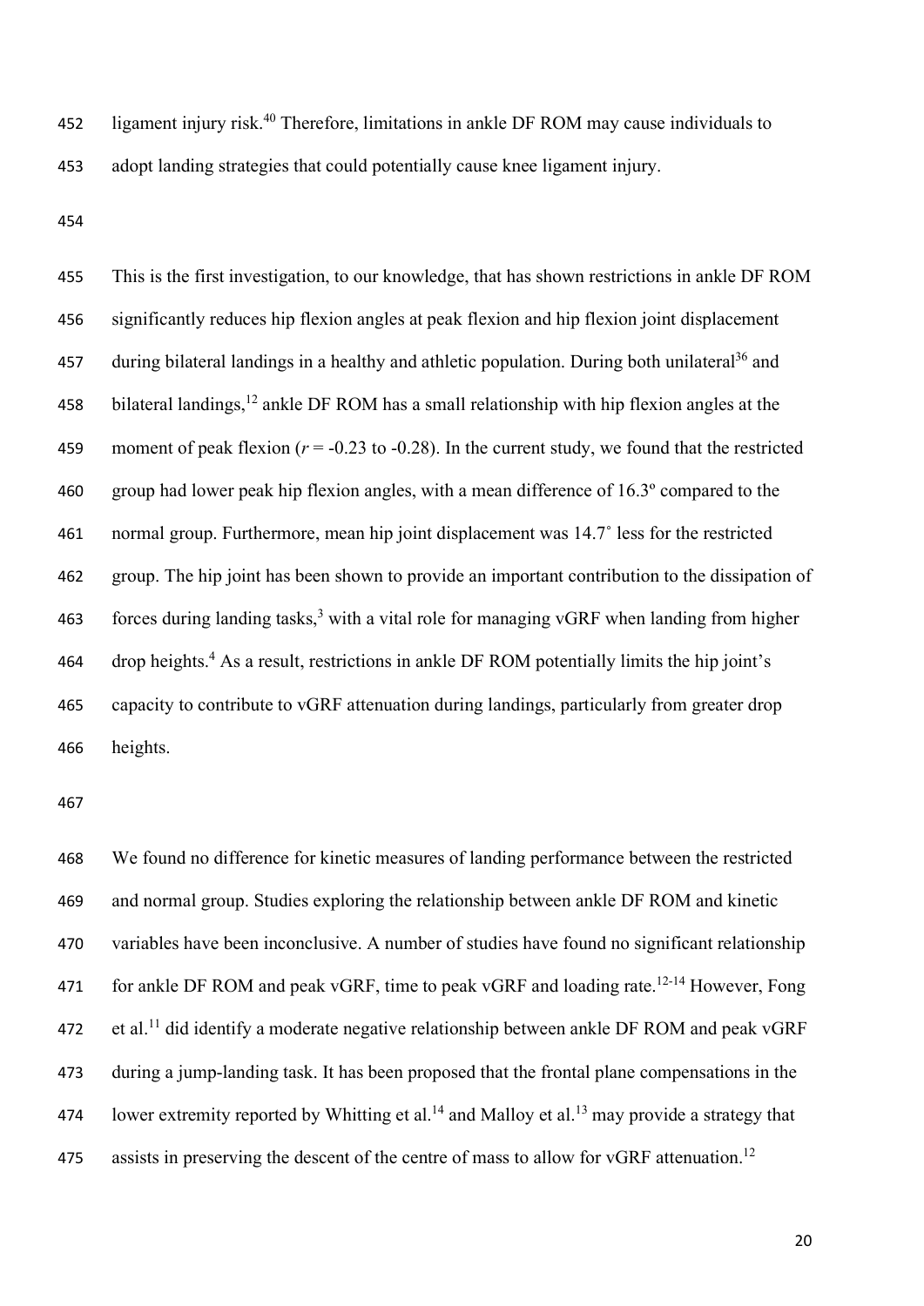ligament injury risk.[40] Therefore, limitations in ankle DF ROM may cause individuals to adopt landing strategies that could potentially cause knee ligament injury.

This is the first investigation, to our knowledge, that has shown restrictions in ankle DF ROM significantly reduces hip flexion angles at peak flexion and hip flexion joint displacement during bilateral landings in a healthy and athletic population. During both unilateral[36] and bilateral landings,[12] ankle DF ROM has a small relationship with hip flexion angles at the moment of peak flexion ($r$ = -0.23 to -0.28). In the current study, we found that the restricted group had lower peak hip flexion angles, with a mean difference of 16.3º compared to the normal group. Furthermore, mean hip joint displacement was 14.7˚ less for the restricted group. The hip joint has been shown to provide an important contribution to the dissipation of forces during landing tasks,[3] with a vital role for managing vGRF when landing from higher drop heights.[4] As a result, restrictions in ankle DF ROM potentially limits the hip joint's capacity to contribute to vGRF attenuation during landings, particularly from greater drop heights.

We found no difference for kinetic measures of landing performance between the restricted and normal group. Studies exploring the relationship between ankle DF ROM and kinetic variables have been inconclusive. A number of studies have found no significant relationship for ankle DF ROM and peak vGRF, time to peak vGRF and loading rate.[12-14] However, Fong et al.[11] did identify a moderate negative relationship between ankle DF ROM and peak vGRF during a jump-landing task. It has been proposed that the frontal plane compensations in the lower extremity reported by Whitting et al.[14] and Malloy et al.[13] may provide a strategy that assists in preserving the descent of the centre of mass to allow for vGRF attenuation.[12]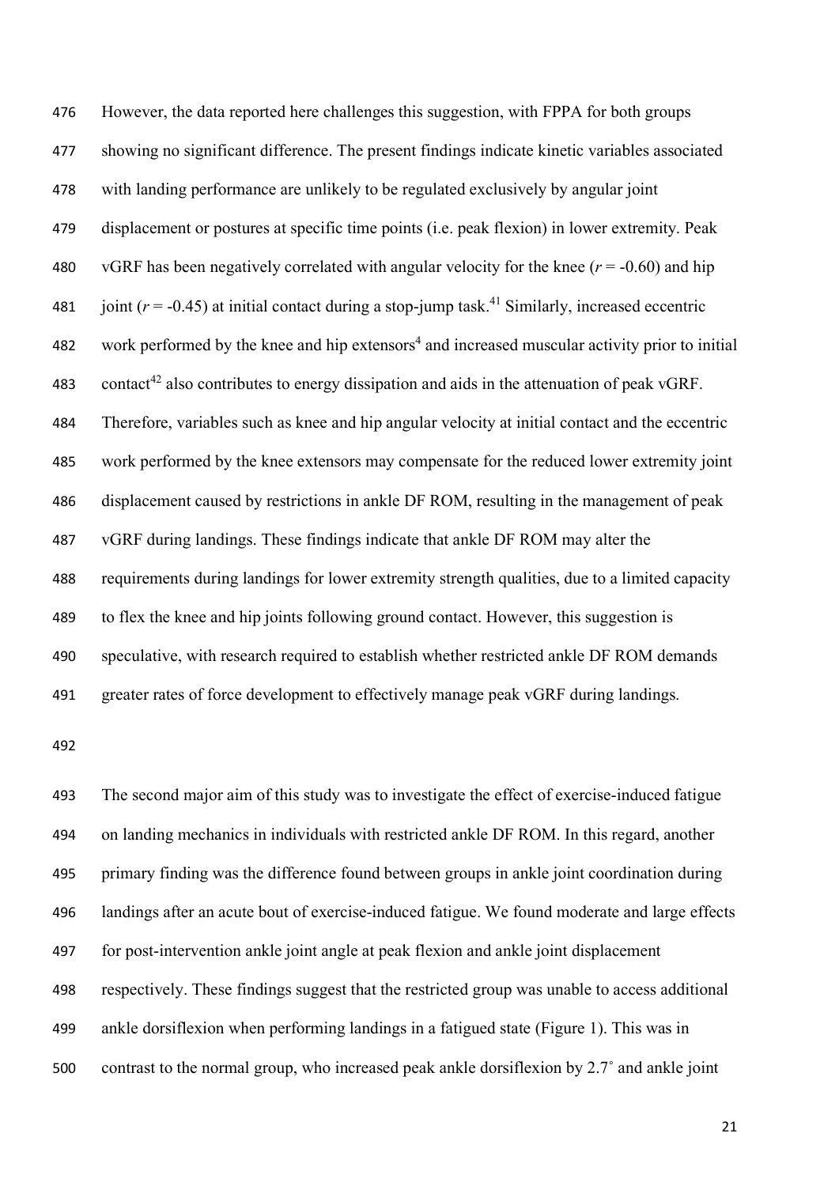However, the data reported here challenges this suggestion, with FPPA for both groups showing no significant difference. The present findings indicate kinetic variables associated with landing performance are unlikely to be regulated exclusively by angular joint displacement or postures at specific time points (i.e. peak flexion) in lower extremity. Peak vGRF has been negatively correlated with angular velocity for the knee ($r$ = -0.60) and hip joint ($r$ = -0.45) at initial contact during a stop-jump task.[41] Similarly, increased eccentric work performed by the knee and hip extensors[4] and increased muscular activity prior to initial contact[42] also contributes to energy dissipation and aids in the attenuation of peak vGRF. Therefore, variables such as knee and hip angular velocity at initial contact and the eccentric work performed by the knee extensors may compensate for the reduced lower extremity joint displacement caused by restrictions in ankle DF ROM, resulting in the management of peak vGRF during landings. These findings indicate that ankle DF ROM may alter the requirements during landings for lower extremity strength qualities, due to a limited capacity to flex the knee and hip joints following ground contact. However, this suggestion is speculative, with research required to establish whether restricted ankle DF ROM demands greater rates of force development to effectively manage peak vGRF during landings.

The second major aim of this study was to investigate the effect of exercise-induced fatigue on landing mechanics in individuals with restricted ankle DF ROM. In this regard, another primary finding was the difference found between groups in ankle joint coordination during landings after an acute bout of exercise-induced fatigue. We found moderate and large effects for post-intervention ankle joint angle at peak flexion and ankle joint displacement respectively. These findings suggest that the restricted group was unable to access additional ankle dorsiflexion when performing landings in a fatigued state (Figure 1). This was in contrast to the normal group, who increased peak ankle dorsiflexion by 2.7˚ and ankle joint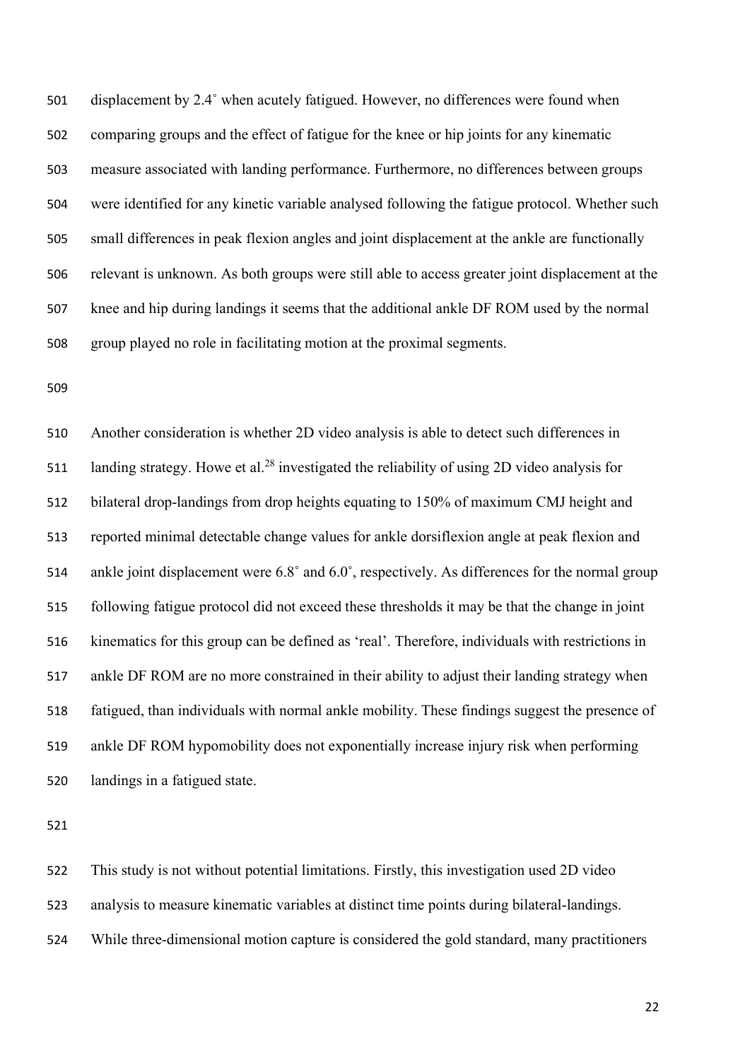displacement by 2.4˚ when acutely fatigued. However, no differences were found when comparing groups and the effect of fatigue for the knee or hip joints for any kinematic measure associated with landing performance. Furthermore, no differences between groups were identified for any kinetic variable analysed following the fatigue protocol. Whether such small differences in peak flexion angles and joint displacement at the ankle are functionally relevant is unknown. As both groups were still able to access greater joint displacement at the knee and hip during landings it seems that the additional ankle DF ROM used by the normal group played no role in facilitating motion at the proximal segments.

Another consideration is whether 2D video analysis is able to detect such differences in landing strategy. Howe et al.[28] investigated the reliability of using 2D video analysis for bilateral drop-landings from drop heights equating to 150% of maximum CMJ height and reported minimal detectable change values for ankle dorsiflexion angle at peak flexion and ankle joint displacement were 6.8˚ and 6.0˚, respectively. As differences for the normal group following fatigue protocol did not exceed these thresholds it may be that the change in joint kinematics for this group can be defined as 'real'. Therefore, individuals with restrictions in ankle DF ROM are no more constrained in their ability to adjust their landing strategy when fatigued, than individuals with normal ankle mobility. These findings suggest the presence of ankle DF ROM hypomobility does not exponentially increase injury risk when performing landings in a fatigued state.

This study is not without potential limitations. Firstly, this investigation used 2D video analysis to measure kinematic variables at distinct time points during bilateral-landings. While three-dimensional motion capture is considered the gold standard, many practitioners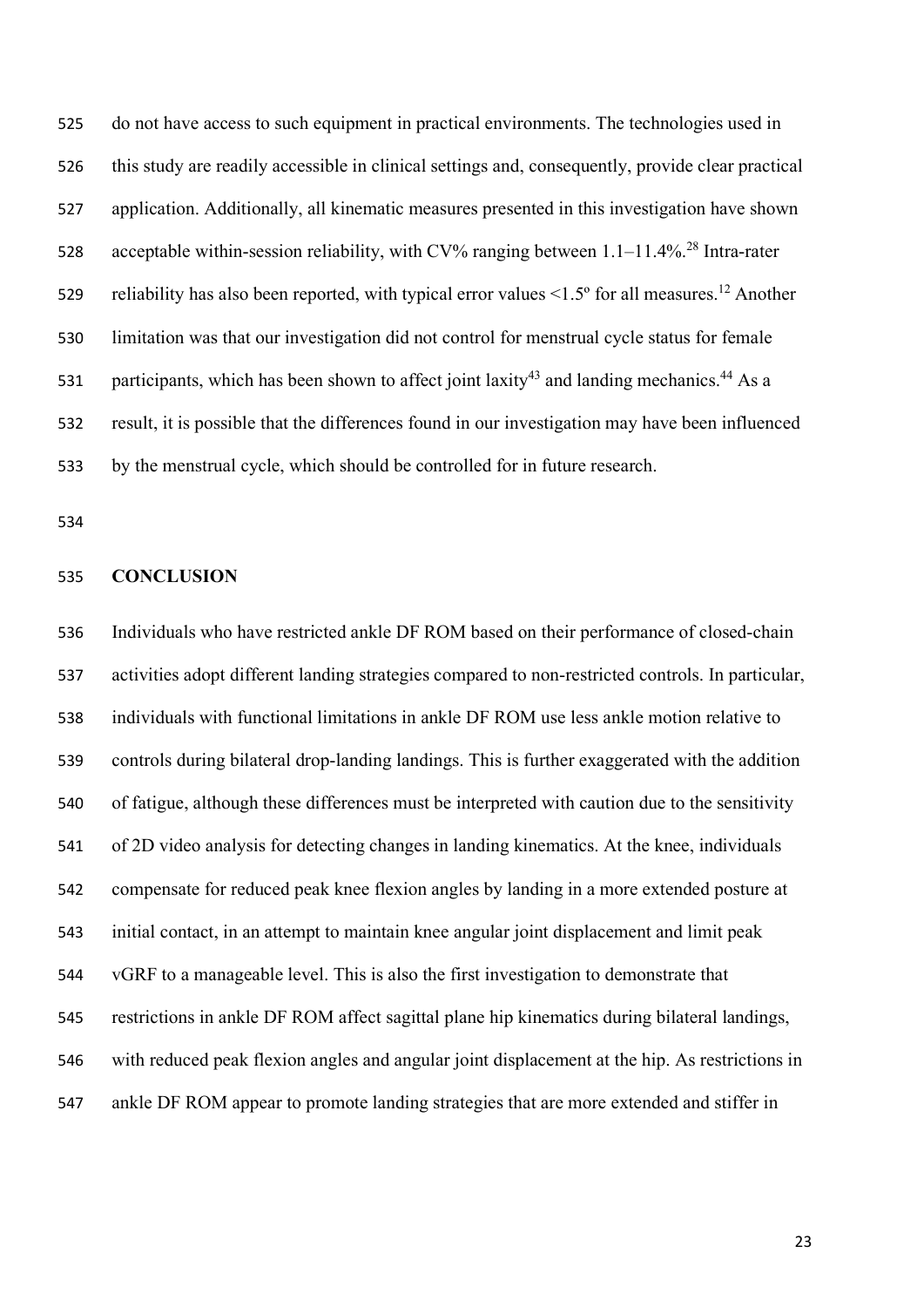do not have access to such equipment in practical environments. The technologies used in this study are readily accessible in clinical settings and, consequently, provide clear practical application. Additionally, all kinematic measures presented in this investigation have shown acceptable within-session reliability, with CV% ranging between 1.1–11.4%.[28] Intra-rater reliability has also been reported, with typical error values <1.5º for all measures.[12] Another limitation was that our investigation did not control for menstrual cycle status for female participants, which has been shown to affect joint laxity[43] and landing mechanics.[44] As a result, it is possible that the differences found in our investigation may have been influenced by the menstrual cycle, which should be controlled for in future research.

## CONCLUSION

Individuals who have restricted ankle DF ROM based on their performance of closed-chain activities adopt different landing strategies compared to non-restricted controls. In particular, individuals with functional limitations in ankle DF ROM use less ankle motion relative to controls during bilateral drop-landing landings. This is further exaggerated with the addition of fatigue, although these differences must be interpreted with caution due to the sensitivity of 2D video analysis for detecting changes in landing kinematics. At the knee, individuals compensate for reduced peak knee flexion angles by landing in a more extended posture at initial contact, in an attempt to maintain knee angular joint displacement and limit peak vGRF to a manageable level. This is also the first investigation to demonstrate that restrictions in ankle DF ROM affect sagittal plane hip kinematics during bilateral landings, with reduced peak flexion angles and angular joint displacement at the hip. As restrictions in ankle DF ROM appear to promote landing strategies that are more extended and stiffer in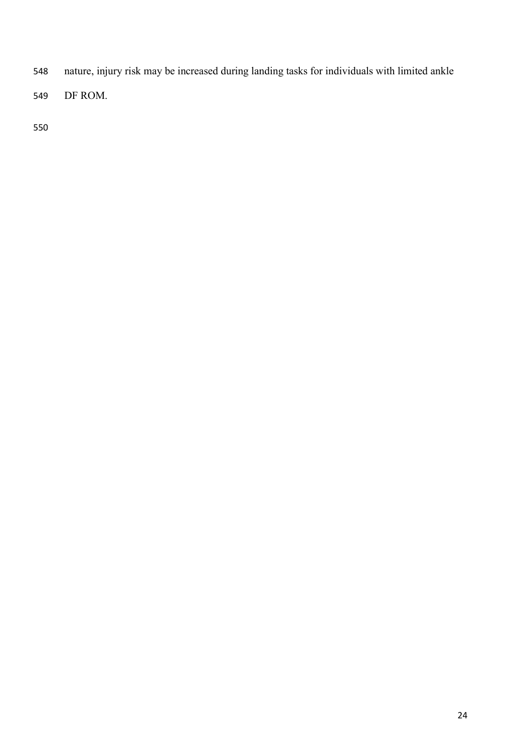nature, injury risk may be increased during landing tasks for individuals with limited ankle DF ROM.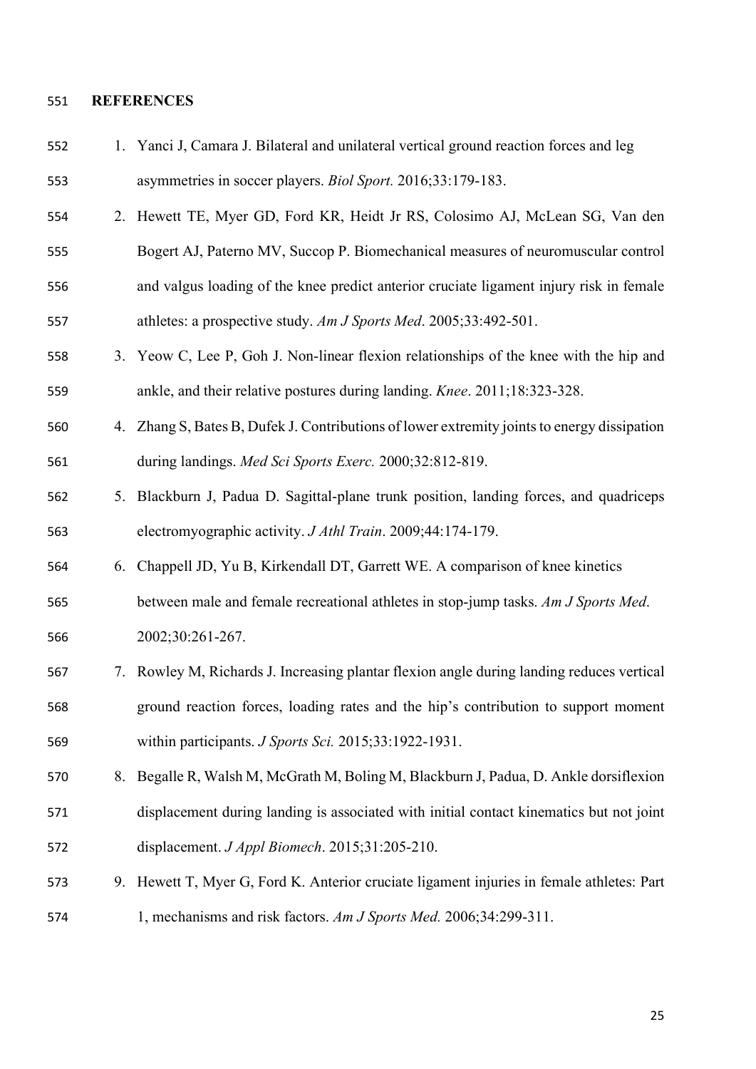## REFERENCES

1. Yanci J, Camara J. Bilateral and unilateral vertical ground reaction forces and leg asymmetries in soccer players. *Biol Sport.* 2016;33:179-183.
2. Hewett TE, Myer GD, Ford KR, Heidt Jr RS, Colosimo AJ, McLean SG, Van den Bogert AJ, Paterno MV, Succop P. Biomechanical measures of neuromuscular control and valgus loading of the knee predict anterior cruciate ligament injury risk in female athletes: a prospective study. *Am J Sports Med*. 2005;33:492-501.
3. Yeow C, Lee P, Goh J. Non-linear flexion relationships of the knee with the hip and ankle, and their relative postures during landing. *Knee*. 2011;18:323-328.
4. Zhang S, Bates B, Dufek J. Contributions of lower extremity joints to energy dissipation during landings. *Med Sci Sports Exerc.* 2000;32:812-819.
5. Blackburn J, Padua D. Sagittal-plane trunk position, landing forces, and quadriceps electromyographic activity. *J Athl Train*. 2009;44:174-179.
6. Chappell JD, Yu B, Kirkendall DT, Garrett WE. A comparison of knee kinetics between male and female recreational athletes in stop-jump tasks. *Am J Sports Med*. 2002;30:261-267.
7. Rowley M, Richards J. Increasing plantar flexion angle during landing reduces vertical ground reaction forces, loading rates and the hip's contribution to support moment within participants. *J Sports Sci.* 2015;33:1922-1931.
8. Begalle R, Walsh M, McGrath M, Boling M, Blackburn J, Padua, D. Ankle dorsiflexion displacement during landing is associated with initial contact kinematics but not joint displacement. *J Appl Biomech*. 2015;31:205-210.
9. Hewett T, Myer G, Ford K. Anterior cruciate ligament injuries in female athletes: Part 1, mechanisms and risk factors. *Am J Sports Med.* 2006;34:299-311.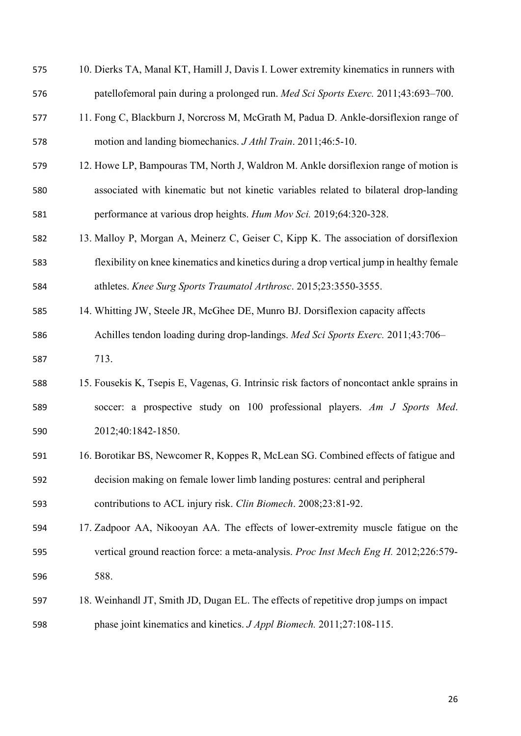10. Dierks TA, Manal KT, Hamill J, Davis I. Lower extremity kinematics in runners with patellofemoral pain during a prolonged run. *Med Sci Sports Exerc.* 2011;43:693–700.
11. Fong C, Blackburn J, Norcross M, McGrath M, Padua D. Ankle-dorsiflexion range of motion and landing biomechanics. *J Athl Train*. 2011;46:5-10.
12. Howe LP, Bampouras TM, North J, Waldron M. Ankle dorsiflexion range of motion is associated with kinematic but not kinetic variables related to bilateral drop-landing performance at various drop heights. *Hum Mov Sci.* 2019;64:320-328.
13. Malloy P, Morgan A, Meinerz C, Geiser C, Kipp K. The association of dorsiflexion flexibility on knee kinematics and kinetics during a drop vertical jump in healthy female athletes. *Knee Surg Sports Traumatol Arthrosc*. 2015;23:3550-3555.
14. Whitting JW, Steele JR, McGhee DE, Munro BJ. Dorsiflexion capacity affects Achilles tendon loading during drop-landings. *Med Sci Sports Exerc.* 2011;43:706–713.
15. Fousekis K, Tsepis E, Vagenas, G. Intrinsic risk factors of noncontact ankle sprains in soccer: a prospective study on 100 professional players. *Am J Sports Med*. 2012;40:1842-1850.
16. Borotikar BS, Newcomer R, Koppes R, McLean SG. Combined effects of fatigue and decision making on female lower limb landing postures: central and peripheral contributions to ACL injury risk. *Clin Biomech*. 2008;23:81-92.
17. Zadpoor AA, Nikooyan AA. The effects of lower-extremity muscle fatigue on the vertical ground reaction force: a meta-analysis. *Proc Inst Mech Eng H.* 2012;226:579-588.
18. Weinhandl JT, Smith JD, Dugan EL. The effects of repetitive drop jumps on impact phase joint kinematics and kinetics. *J Appl Biomech.* 2011;27:108-115.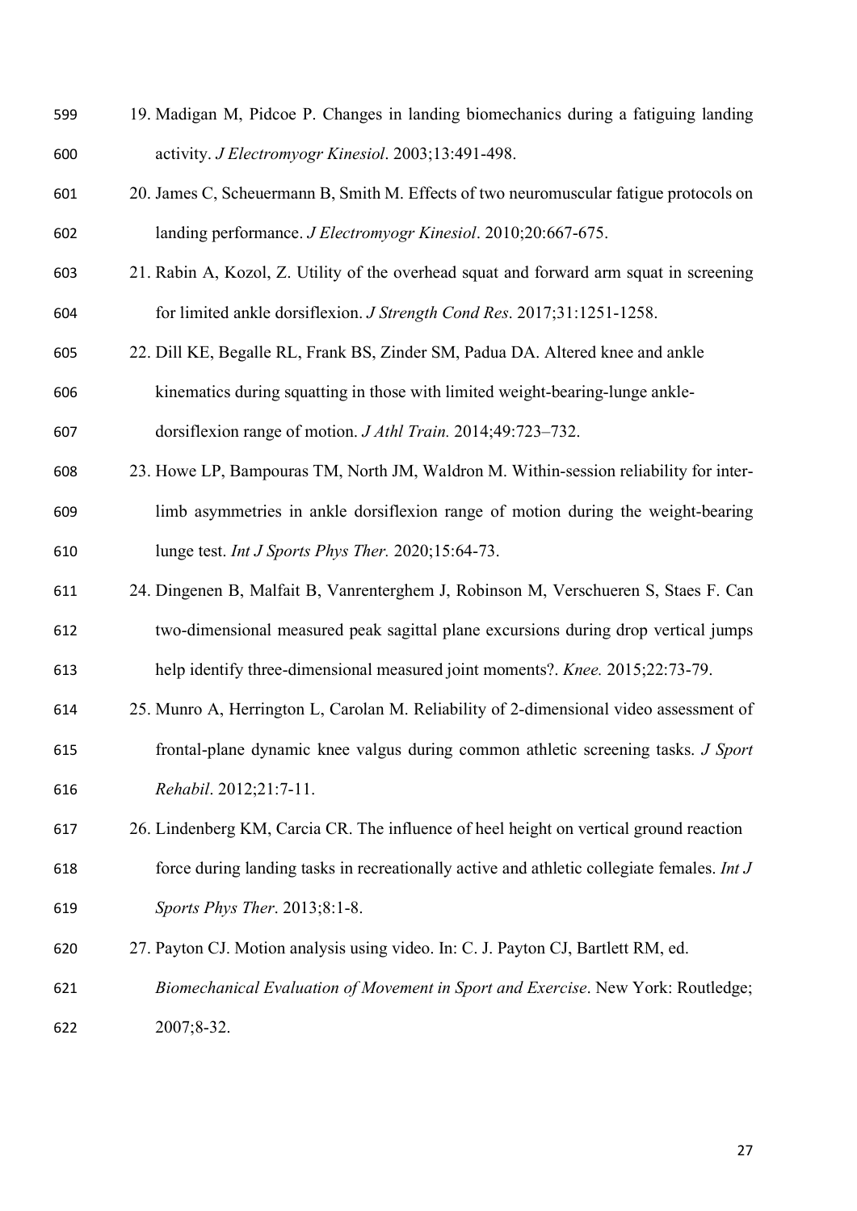19. Madigan M, Pidcoe P. Changes in landing biomechanics during a fatiguing landing activity. *J Electromyogr Kinesiol*. 2003;13:491-498.
20. James C, Scheuermann B, Smith M. Effects of two neuromuscular fatigue protocols on landing performance. *J Electromyogr Kinesiol*. 2010;20:667-675.
21. Rabin A, Kozol, Z. Utility of the overhead squat and forward arm squat in screening for limited ankle dorsiflexion. *J Strength Cond Res*. 2017;31:1251-1258.
22. Dill KE, Begalle RL, Frank BS, Zinder SM, Padua DA. Altered knee and ankle kinematics during squatting in those with limited weight-bearing-lunge ankle-dorsiflexion range of motion. *J Athl Train.* 2014;49:723–732.
23. Howe LP, Bampouras TM, North JM, Waldron M. Within-session reliability for inter-limb asymmetries in ankle dorsiflexion range of motion during the weight-bearing lunge test. *Int J Sports Phys Ther.* 2020;15:64-73.
24. Dingenen B, Malfait B, Vanrenterghem J, Robinson M, Verschueren S, Staes F. Can two-dimensional measured peak sagittal plane excursions during drop vertical jumps help identify three-dimensional measured joint moments?. *Knee.* 2015;22:73-79.
25. Munro A, Herrington L, Carolan M. Reliability of 2-dimensional video assessment of frontal-plane dynamic knee valgus during common athletic screening tasks. *J Sport Rehabil*. 2012;21:7-11.
26. Lindenberg KM, Carcia CR. The influence of heel height on vertical ground reaction force during landing tasks in recreationally active and athletic collegiate females. *Int J Sports Phys Ther*. 2013;8:1-8.
27. Payton CJ. Motion analysis using video. In: C. J. Payton CJ, Bartlett RM, ed. *Biomechanical Evaluation of Movement in Sport and Exercise*. New York: Routledge; 2007;8-32.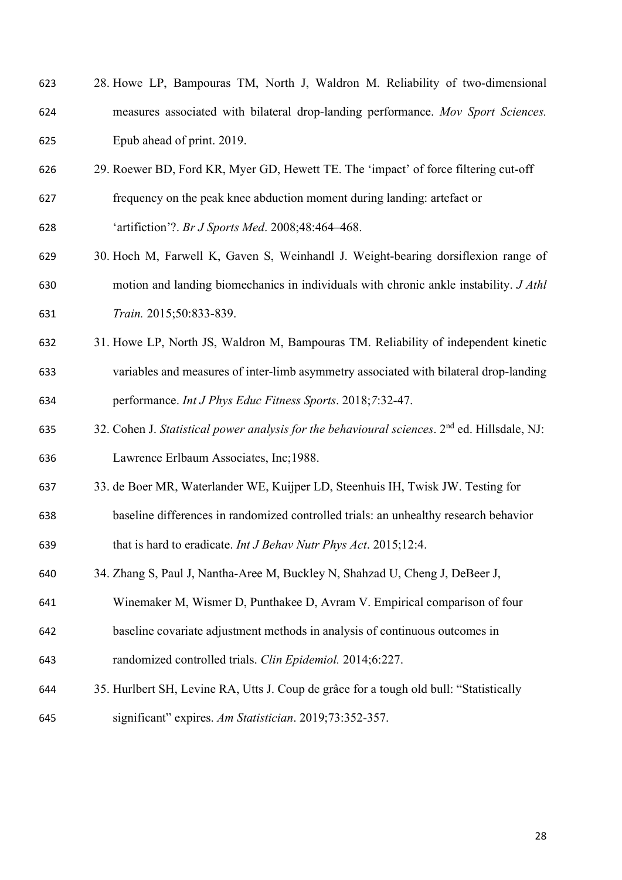28. Howe LP, Bampouras TM, North J, Waldron M. Reliability of two-dimensional measures associated with bilateral drop-landing performance. *Mov Sport Sciences.* Epub ahead of print. 2019.
29. Roewer BD, Ford KR, Myer GD, Hewett TE. The 'impact' of force filtering cut-off frequency on the peak knee abduction moment during landing: artefact or 'artifiction'?. *Br J Sports Med*. 2008;48:464–468.
30. Hoch M, Farwell K, Gaven S, Weinhandl J. Weight-bearing dorsiflexion range of motion and landing biomechanics in individuals with chronic ankle instability. *J Athl Train.* 2015;50:833-839.
31. Howe LP, North JS, Waldron M, Bampouras TM. Reliability of independent kinetic variables and measures of inter-limb asymmetry associated with bilateral drop-landing performance. *Int J Phys Educ Fitness Sports*. 2018;*7*:32-47.
32. Cohen J. *Statistical power analysis for the behavioural sciences*. 2nd ed. Hillsdale, NJ: Lawrence Erlbaum Associates, Inc;1988.
33. de Boer MR, Waterlander WE, Kuijper LD, Steenhuis IH, Twisk JW. Testing for baseline differences in randomized controlled trials: an unhealthy research behavior that is hard to eradicate. *Int J Behav Nutr Phys Act*. 2015;12:4.
34. Zhang S, Paul J, Nantha-Aree M, Buckley N, Shahzad U, Cheng J, DeBeer J, Winemaker M, Wismer D, Punthakee D, Avram V. Empirical comparison of four baseline covariate adjustment methods in analysis of continuous outcomes in randomized controlled trials. *Clin Epidemiol.* 2014;6:227.
35. Hurlbert SH, Levine RA, Utts J. Coup de grâce for a tough old bull: "Statistically significant" expires. *Am Statistician*. 2019;73:352-357.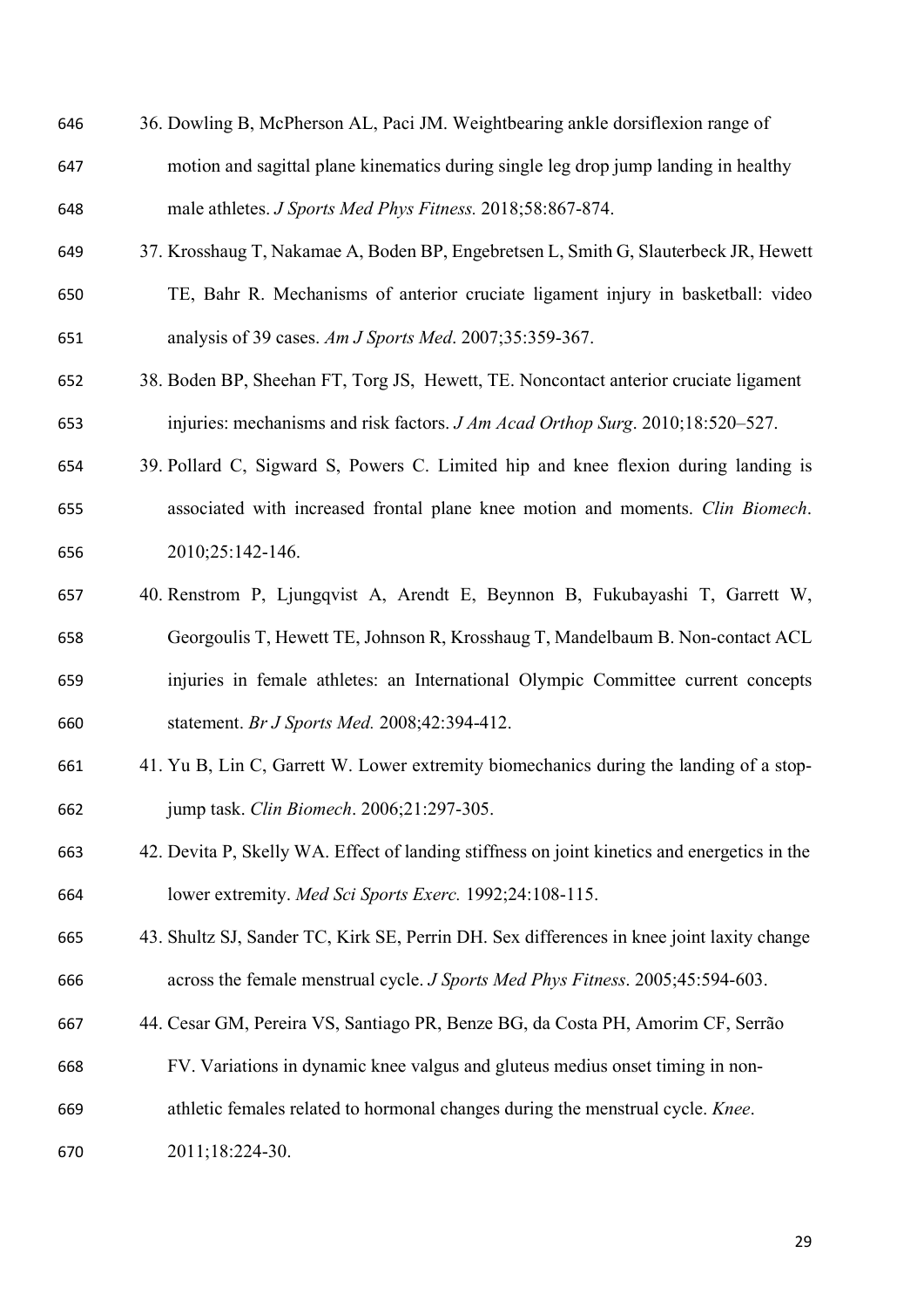36. Dowling B, McPherson AL, Paci JM. Weightbearing ankle dorsiflexion range of motion and sagittal plane kinematics during single leg drop jump landing in healthy male athletes. *J Sports Med Phys Fitness.* 2018;58:867-874.
37. Krosshaug T, Nakamae A, Boden BP, Engebretsen L, Smith G, Slauterbeck JR, Hewett TE, Bahr R. Mechanisms of anterior cruciate ligament injury in basketball: video analysis of 39 cases. *Am J Sports Med*. 2007;35:359-367.
38. Boden BP, Sheehan FT, Torg JS, Hewett, TE. Noncontact anterior cruciate ligament injuries: mechanisms and risk factors. *J Am Acad Orthop Surg*. 2010;18:520–527.
39. Pollard C, Sigward S, Powers C. Limited hip and knee flexion during landing is associated with increased frontal plane knee motion and moments. *Clin Biomech*. 2010;25:142-146.
40. Renstrom P, Ljungqvist A, Arendt E, Beynnon B, Fukubayashi T, Garrett W, Georgoulis T, Hewett TE, Johnson R, Krosshaug T, Mandelbaum B. Non-contact ACL injuries in female athletes: an International Olympic Committee current concepts statement. *Br J Sports Med.* 2008;42:394-412.
41. Yu B, Lin C, Garrett W. Lower extremity biomechanics during the landing of a stop-jump task. *Clin Biomech*. 2006;21:297-305.
42. Devita P, Skelly WA. Effect of landing stiffness on joint kinetics and energetics in the lower extremity. *Med Sci Sports Exerc.* 1992;24:108-115.
43. Shultz SJ, Sander TC, Kirk SE, Perrin DH. Sex differences in knee joint laxity change across the female menstrual cycle. *J Sports Med Phys Fitness*. 2005;45:594-603.
44. Cesar GM, Pereira VS, Santiago PR, Benze BG, da Costa PH, Amorim CF, Serrão FV. Variations in dynamic knee valgus and gluteus medius onset timing in non-athletic females related to hormonal changes during the menstrual cycle. *Knee*. 2011;18:224-30.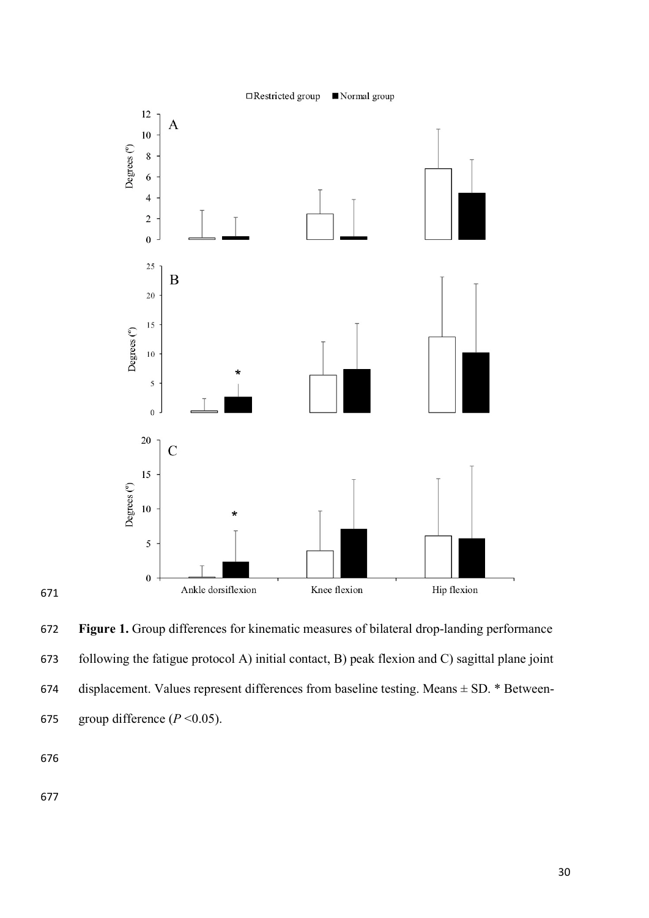**Figure 1.** Group differences for kinematic measures of bilateral drop-landing performance following the fatigue protocol A) initial contact, B) peak flexion and C) sagittal plane joint displacement. Values represent differences from baseline testing. Means ± SD. * Between-group difference ($P < 0.05$).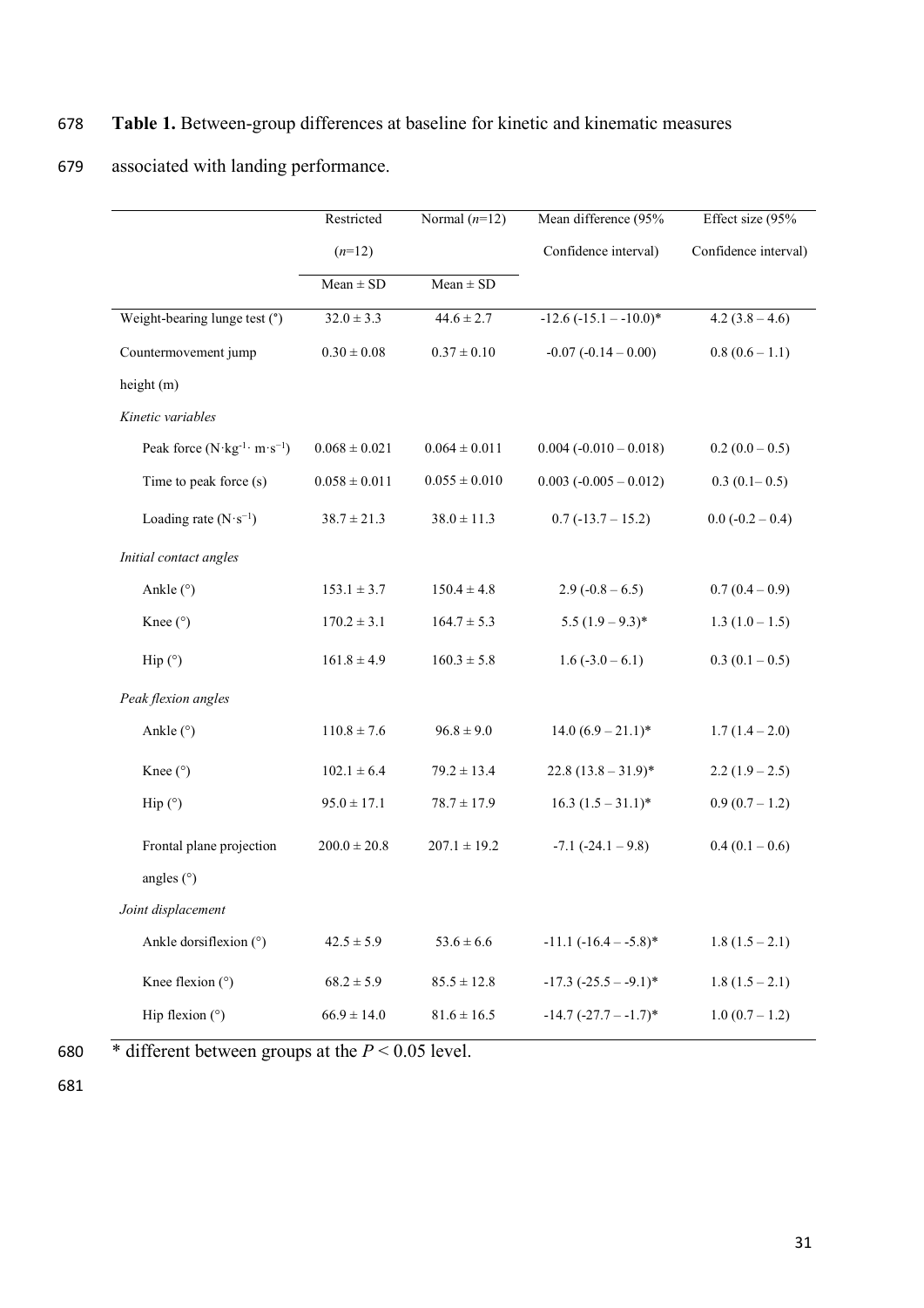**Table 1.** Between-group differences at baseline for kinetic and kinematic measures associated with landing performance.

| | Restricted ($n$=12) Mean ± SD | Normal ($n$=12) Mean ± SD | Mean difference (95% Confidence interval) | Effect size (95% Confidence interval) |
|---|---|---|---|---|
| Weight-bearing lunge test (°) | 32.0 ± 3.3 | 44.6 ± 2.7 | -12.6 (-15.1 – -10.0)* | 4.2 (3.8 – 4.6) |
| Countermovement jump height (m) | 0.30 ± 0.08 | 0.37 ± 0.10 | -0.07 (-0.14 – 0.00) | 0.8 (0.6 – 1.1) |
| *Kinetic variables* | | | | |
| Peak force ($N \cdot kg^{-1} \cdot m \cdot s^{-1}$) | 0.068 ± 0.021 | 0.064 ± 0.011 | 0.004 (-0.010 – 0.018) | 0.2 (0.0 – 0.5) |
| Time to peak force (s) | 0.058 ± 0.011 | 0.055 ± 0.010 | 0.003 (-0.005 – 0.012) | 0.3 (0.1– 0.5) |
| Loading rate ($N \cdot s^{-1}$) | 38.7 ± 21.3 | 38.0 ± 11.3 | 0.7 (-13.7 – 15.2) | 0.0 (-0.2 – 0.4) |
| *Initial contact angles* | | | | |
| Ankle (°) | 153.1 ± 3.7 | 150.4 ± 4.8 | 2.9 (-0.8 – 6.5) | 0.7 (0.4 – 0.9) |
| Knee (°) | 170.2 ± 3.1 | 164.7 ± 5.3 | 5.5 (1.9 – 9.3)* | 1.3 (1.0 – 1.5) |
| Hip (°) | 161.8 ± 4.9 | 160.3 ± 5.8 | 1.6 (-3.0 – 6.1) | 0.3 (0.1 – 0.5) |
| *Peak flexion angles* | | | | |
| Ankle (°) | 110.8 ± 7.6 | 96.8 ± 9.0 | 14.0 (6.9 – 21.1)* | 1.7 (1.4 – 2.0) |
| Knee (°) | 102.1 ± 6.4 | 79.2 ± 13.4 | 22.8 (13.8 – 31.9)* | 2.2 (1.9 – 2.5) |
| Hip (°) | 95.0 ± 17.1 | 78.7 ± 17.9 | 16.3 (1.5 – 31.1)* | 0.9 (0.7 – 1.2) |
| Frontal plane projection angles (°) | 200.0 ± 20.8 | 207.1 ± 19.2 | -7.1 (-24.1 – 9.8) | 0.4 (0.1 – 0.6) |
| *Joint displacement* | | | | |
| Ankle dorsiflexion (°) | 42.5 ± 5.9 | 53.6 ± 6.6 | -11.1 (-16.4 – -5.8)* | 1.8 (1.5 – 2.1) |
| Knee flexion (°) | 68.2 ± 5.9 | 85.5 ± 12.8 | -17.3 (-25.5 – -9.1)* | 1.8 (1.5 – 2.1) |
| Hip flexion (°) | 66.9 ± 14.0 | 81.6 ± 16.5 | -14.7 (-27.7 – -1.7)* | 1.0 (0.7 – 1.2) |

* different between groups at the $P < 0.05$ level.